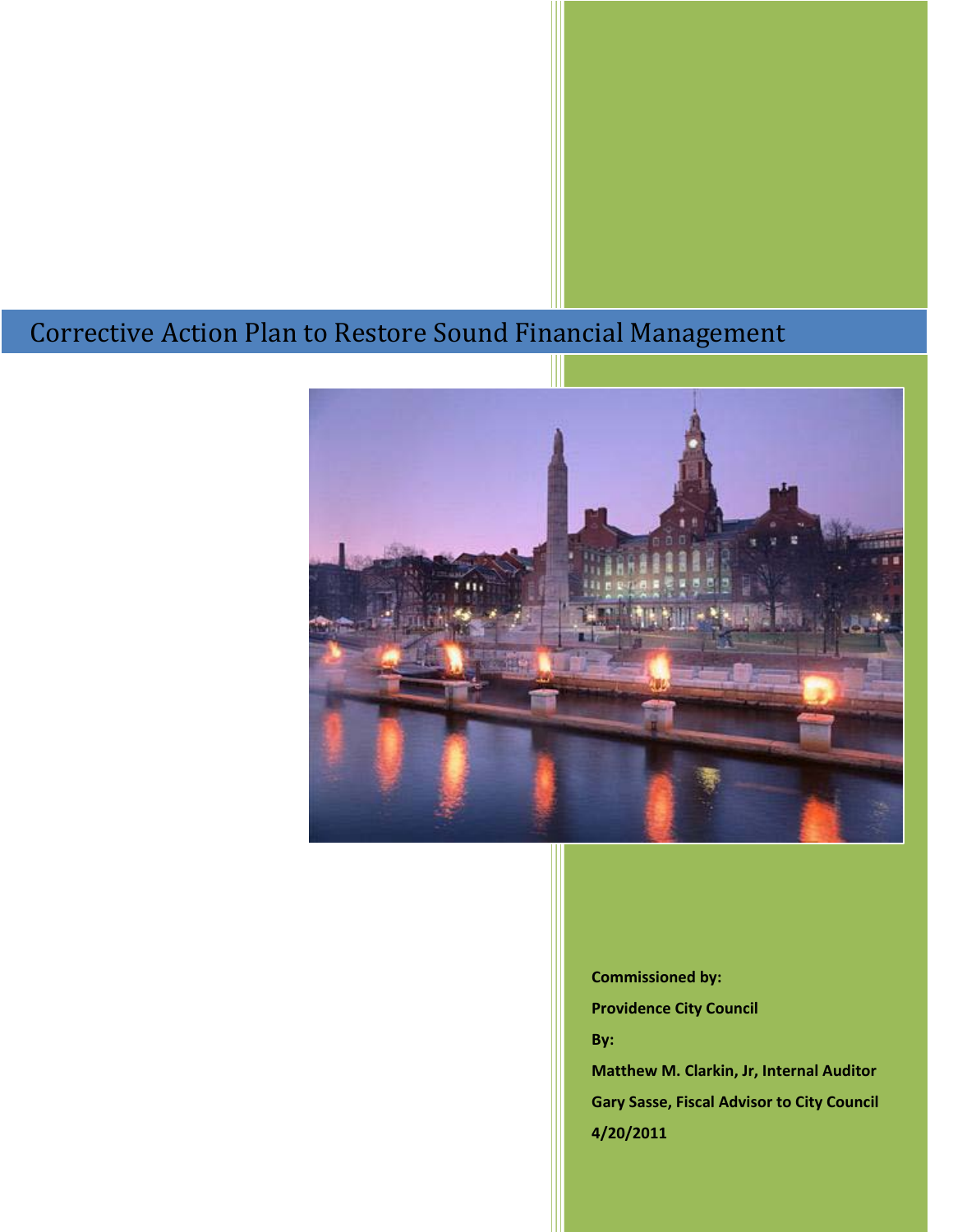# Corrective Action Plan to Restore Sound Financial Management

**Commissioned by:**

**Providence City Council**

**By:**

**Matthew M. Clarkin, Jr, Internal Auditor**

**Gary Sasse, Fiscal Advisor to City Council**

**4/20/2011**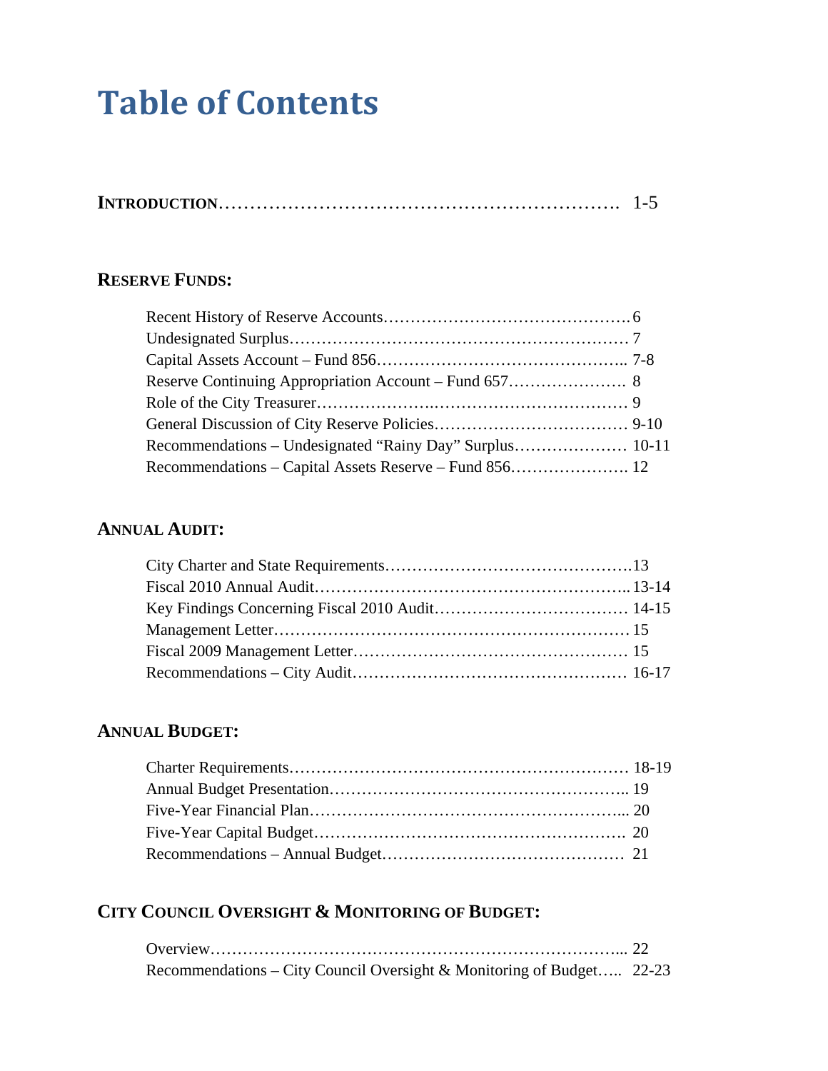# Table of Contents

**INTRODUCTION**……………………………………………………. 1-5

**RESERVE FUNDS:**

Recent History of Reserve Accounts………………………………………6
Undesignated Surplus……………………………………………………… 7
Capital Assets Account – Fund 856……………………………………….. 7-8
Reserve Continuing Appropriation Account – Fund 657…………………. 8
Role of the City Treasurer…………………….…………………………… 9
General Discussion of City Reserve Policies……………………………… 9-10
Recommendations – Undesignated "Rainy Day" Surplus………………… 10-11
Recommendations – Capital Assets Reserve – Fund 856…………………. 12

**ANNUAL AUDIT:**

City Charter and State Requirements………………………………………13
Fiscal 2010 Annual Audit………………………………………………….. 13-14
Key Findings Concerning Fiscal 2010 Audit……………………………… 14-15
Management Letter………………………………………………………… 15
Fiscal 2009 Management Letter…………………………………………… 15
Recommendations – City Audit…………………………………………… 16-17

**ANNUAL BUDGET:**

Charter Requirements……………………………………………………… 18-19
Annual Budget Presentation……………………………………………….. 19
Five-Year Financial Plan…………………………………………………... 20
Five-Year Capital Budget…………………………………………………. 20
Recommendations – Annual Budget……………………………………… 21

**CITY COUNCIL OVERSIGHT & MONITORING OF BUDGET:**

Overview…………………………………………………………………... 22
Recommendations – City Council Oversight & Monitoring of Budget….. 22-23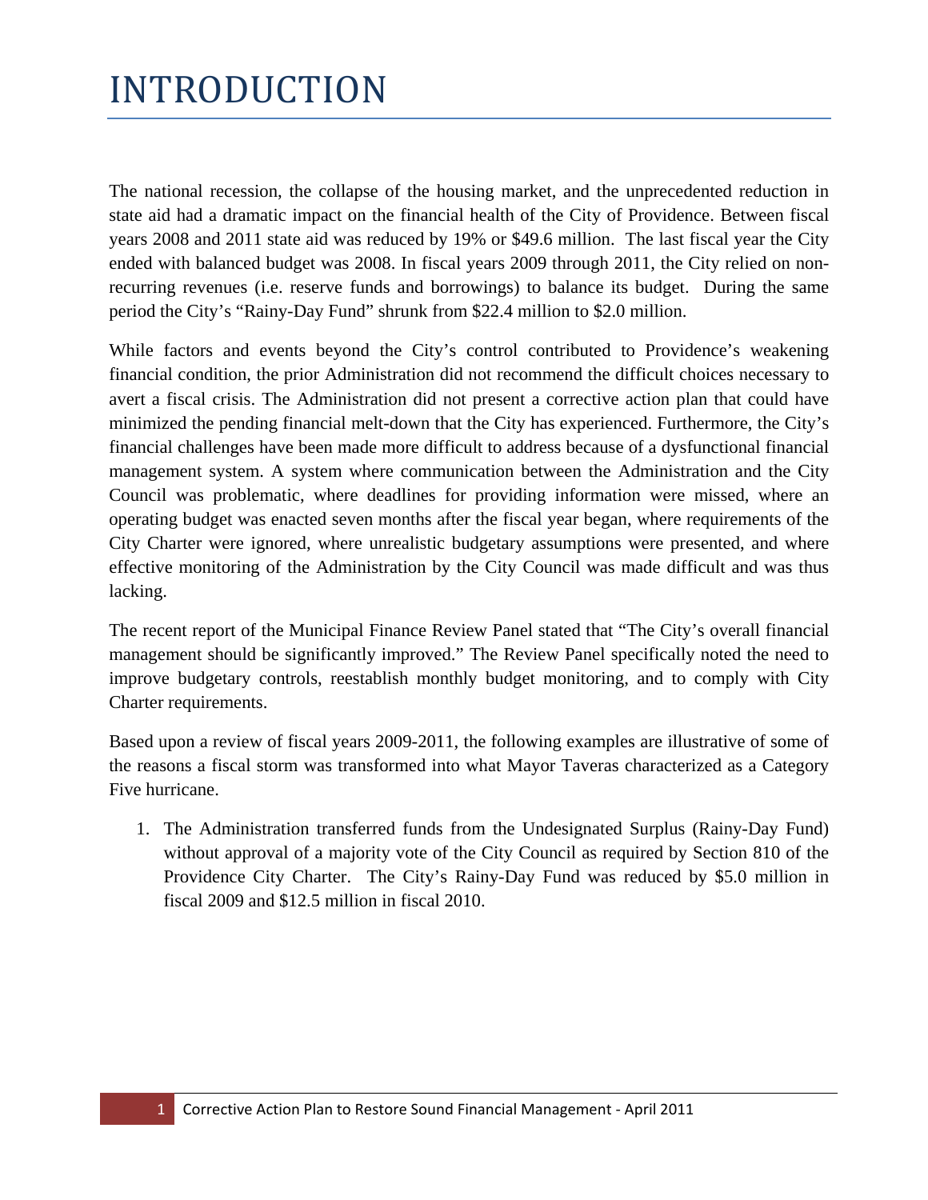# INTRODUCTION

The national recession, the collapse of the housing market, and the unprecedented reduction in state aid had a dramatic impact on the financial health of the City of Providence. Between fiscal years 2008 and 2011 state aid was reduced by 19% or $49.6 million. The last fiscal year the City ended with balanced budget was 2008. In fiscal years 2009 through 2011, the City relied on non-recurring revenues (i.e. reserve funds and borrowings) to balance its budget. During the same period the City's "Rainy-Day Fund" shrunk from $22.4 million to $2.0 million.

While factors and events beyond the City's control contributed to Providence's weakening financial condition, the prior Administration did not recommend the difficult choices necessary to avert a fiscal crisis. The Administration did not present a corrective action plan that could have minimized the pending financial melt-down that the City has experienced. Furthermore, the City's financial challenges have been made more difficult to address because of a dysfunctional financial management system. A system where communication between the Administration and the City Council was problematic, where deadlines for providing information were missed, where an operating budget was enacted seven months after the fiscal year began, where requirements of the City Charter were ignored, where unrealistic budgetary assumptions were presented, and where effective monitoring of the Administration by the City Council was made difficult and was thus lacking.

The recent report of the Municipal Finance Review Panel stated that "The City's overall financial management should be significantly improved." The Review Panel specifically noted the need to improve budgetary controls, reestablish monthly budget monitoring, and to comply with City Charter requirements.

Based upon a review of fiscal years 2009-2011, the following examples are illustrative of some of the reasons a fiscal storm was transformed into what Mayor Taveras characterized as a Category Five hurricane.

1. The Administration transferred funds from the Undesignated Surplus (Rainy-Day Fund) without approval of a majority vote of the City Council as required by Section 810 of the Providence City Charter. The City's Rainy-Day Fund was reduced by $5.0 million in fiscal 2009 and $12.5 million in fiscal 2010.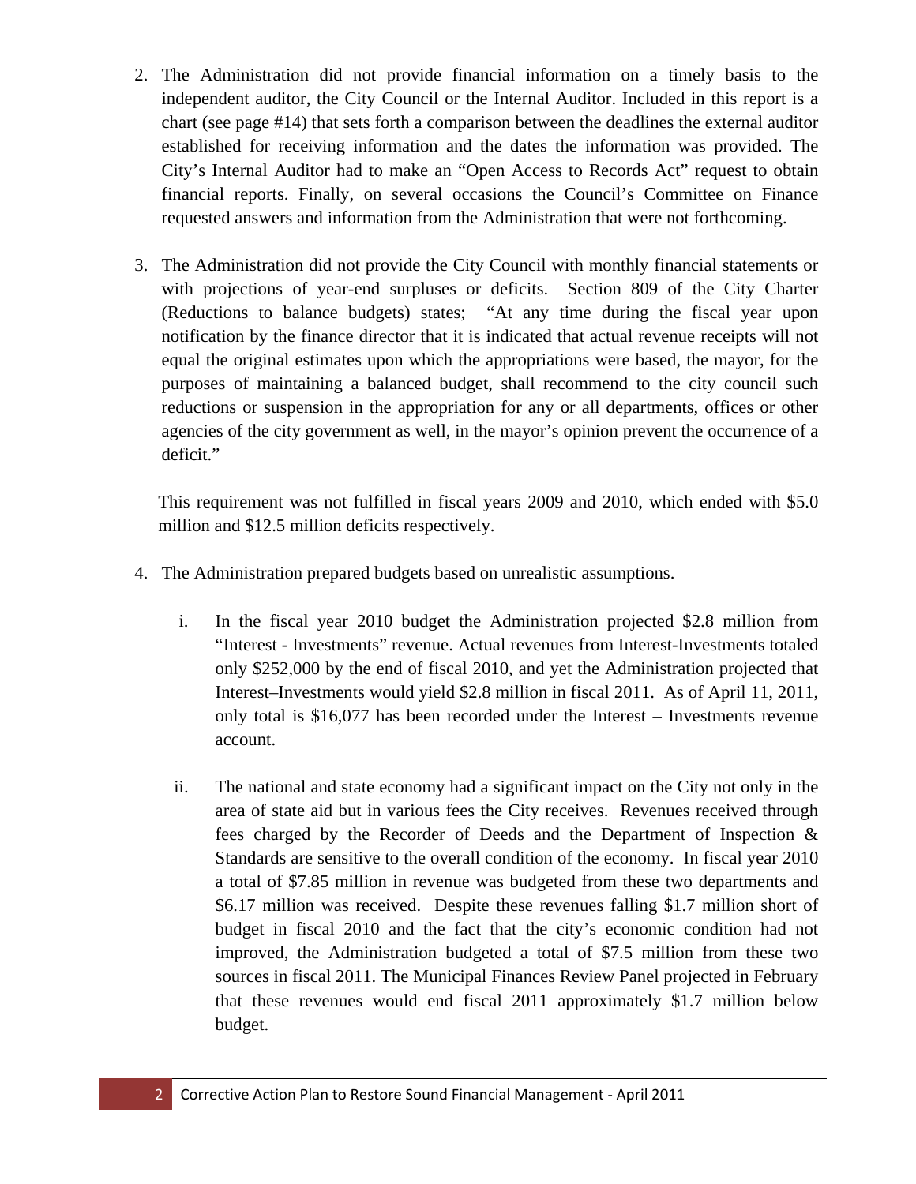2. The Administration did not provide financial information on a timely basis to the independent auditor, the City Council or the Internal Auditor. Included in this report is a chart (see page #14) that sets forth a comparison between the deadlines the external auditor established for receiving information and the dates the information was provided. The City's Internal Auditor had to make an "Open Access to Records Act" request to obtain financial reports. Finally, on several occasions the Council's Committee on Finance requested answers and information from the Administration that were not forthcoming.

3. The Administration did not provide the City Council with monthly financial statements or with projections of year-end surpluses or deficits. Section 809 of the City Charter (Reductions to balance budgets) states; "At any time during the fiscal year upon notification by the finance director that it is indicated that actual revenue receipts will not equal the original estimates upon which the appropriations were based, the mayor, for the purposes of maintaining a balanced budget, shall recommend to the city council such reductions or suspension in the appropriation for any or all departments, offices or other agencies of the city government as well, in the mayor's opinion prevent the occurrence of a deficit."

   This requirement was not fulfilled in fiscal years 2009 and 2010, which ended with $5.0 million and $12.5 million deficits respectively.

4. The Administration prepared budgets based on unrealistic assumptions.

   i. In the fiscal year 2010 budget the Administration projected $2.8 million from "Interest - Investments" revenue. Actual revenues from Interest-Investments totaled only $252,000 by the end of fiscal 2010, and yet the Administration projected that Interest–Investments would yield $2.8 million in fiscal 2011. As of April 11, 2011, only total is $16,077 has been recorded under the Interest – Investments revenue account.

   ii. The national and state economy had a significant impact on the City not only in the area of state aid but in various fees the City receives. Revenues received through fees charged by the Recorder of Deeds and the Department of Inspection & Standards are sensitive to the overall condition of the economy. In fiscal year 2010 a total of $7.85 million in revenue was budgeted from these two departments and $6.17 million was received. Despite these revenues falling $1.7 million short of budget in fiscal 2010 and the fact that the city's economic condition had not improved, the Administration budgeted a total of $7.5 million from these two sources in fiscal 2011. The Municipal Finances Review Panel projected in February that these revenues would end fiscal 2011 approximately $1.7 million below budget.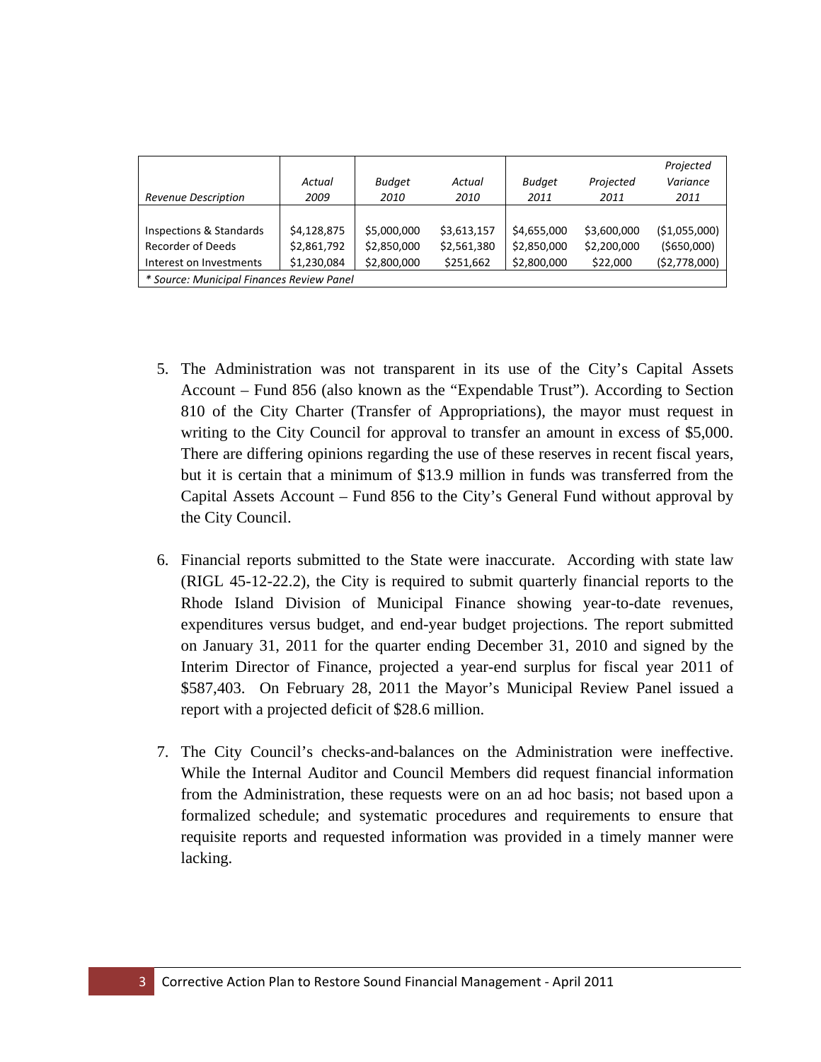| *Revenue Description* | *Actual 2009* | *Budget 2010* | *Actual 2010* | *Budget 2011* | *Projected 2011* | *Projected Variance 2011* |
|---|---|---|---|---|---|---|
| Inspections & Standards | $4,128,875 | $5,000,000 | $3,613,157 | $4,655,000 | $3,600,000 | ($1,055,000) |
| Recorder of Deeds | $2,861,792 | $2,850,000 | $2,561,380 | $2,850,000 | $2,200,000 | ($650,000) |
| Interest on Investments | $1,230,084 | $2,800,000 | $251,662 | $2,800,000 | $22,000 | ($2,778,000) |

*\* Source: Municipal Finances Review Panel*

5. The Administration was not transparent in its use of the City's Capital Assets Account – Fund 856 (also known as the "Expendable Trust"). According to Section 810 of the City Charter (Transfer of Appropriations), the mayor must request in writing to the City Council for approval to transfer an amount in excess of $5,000. There are differing opinions regarding the use of these reserves in recent fiscal years, but it is certain that a minimum of $13.9 million in funds was transferred from the Capital Assets Account – Fund 856 to the City's General Fund without approval by the City Council.

6. Financial reports submitted to the State were inaccurate. According with state law (RIGL 45-12-22.2), the City is required to submit quarterly financial reports to the Rhode Island Division of Municipal Finance showing year-to-date revenues, expenditures versus budget, and end-year budget projections. The report submitted on January 31, 2011 for the quarter ending December 31, 2010 and signed by the Interim Director of Finance, projected a year-end surplus for fiscal year 2011 of $587,403. On February 28, 2011 the Mayor's Municipal Review Panel issued a report with a projected deficit of $28.6 million.

7. The City Council's checks-and-balances on the Administration were ineffective. While the Internal Auditor and Council Members did request financial information from the Administration, these requests were on an ad hoc basis; not based upon a formalized schedule; and systematic procedures and requirements to ensure that requisite reports and requested information was provided in a timely manner were lacking.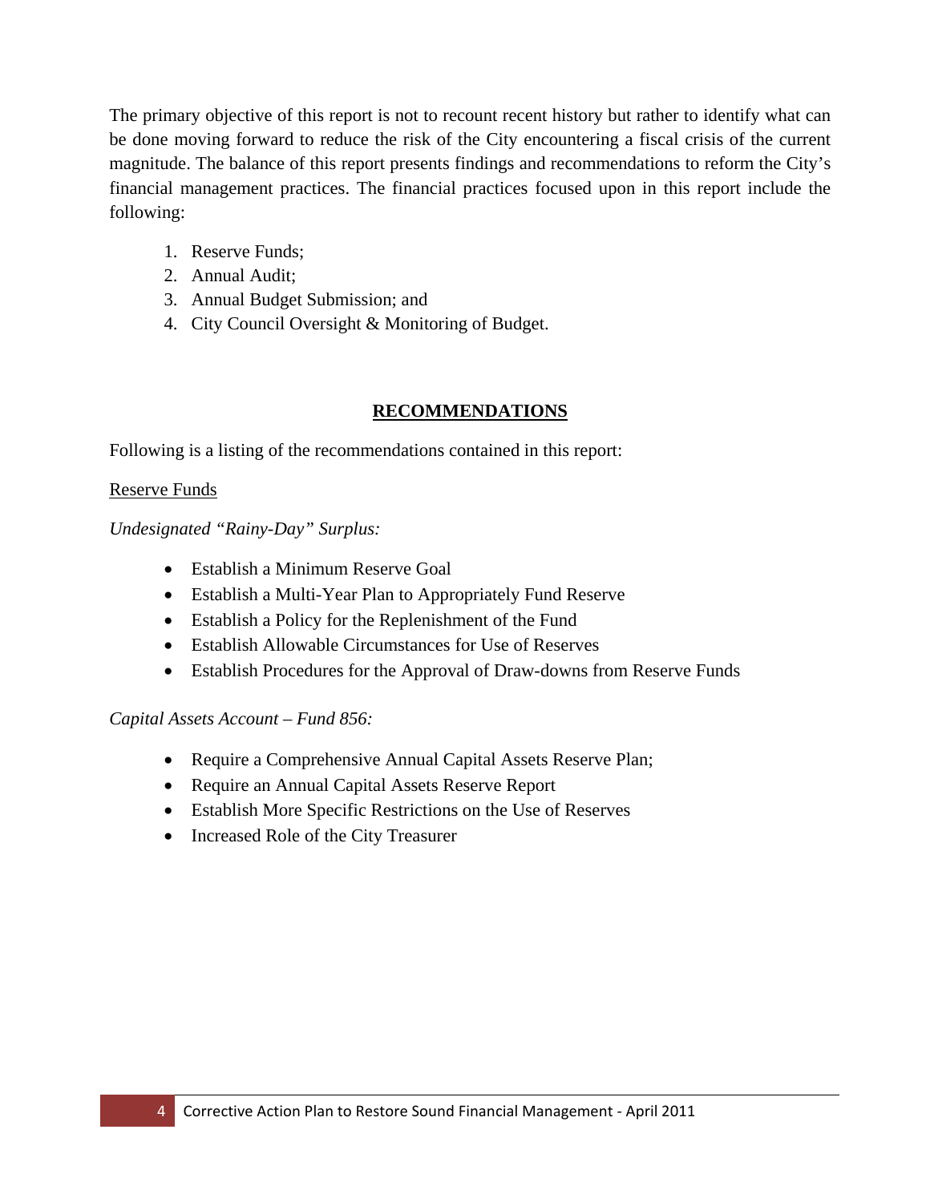The primary objective of this report is not to recount recent history but rather to identify what can be done moving forward to reduce the risk of the City encountering a fiscal crisis of the current magnitude. The balance of this report presents findings and recommendations to reform the City's financial management practices. The financial practices focused upon in this report include the following:

1. Reserve Funds;
2. Annual Audit;
3. Annual Budget Submission; and
4. City Council Oversight & Monitoring of Budget.

## RECOMMENDATIONS

Following is a listing of the recommendations contained in this report:

Reserve Funds

*Undesignated "Rainy-Day" Surplus:*

- Establish a Minimum Reserve Goal
- Establish a Multi-Year Plan to Appropriately Fund Reserve
- Establish a Policy for the Replenishment of the Fund
- Establish Allowable Circumstances for Use of Reserves
- Establish Procedures for the Approval of Draw-downs from Reserve Funds

*Capital Assets Account – Fund 856:*

- Require a Comprehensive Annual Capital Assets Reserve Plan;
- Require an Annual Capital Assets Reserve Report
- Establish More Specific Restrictions on the Use of Reserves
- Increased Role of the City Treasurer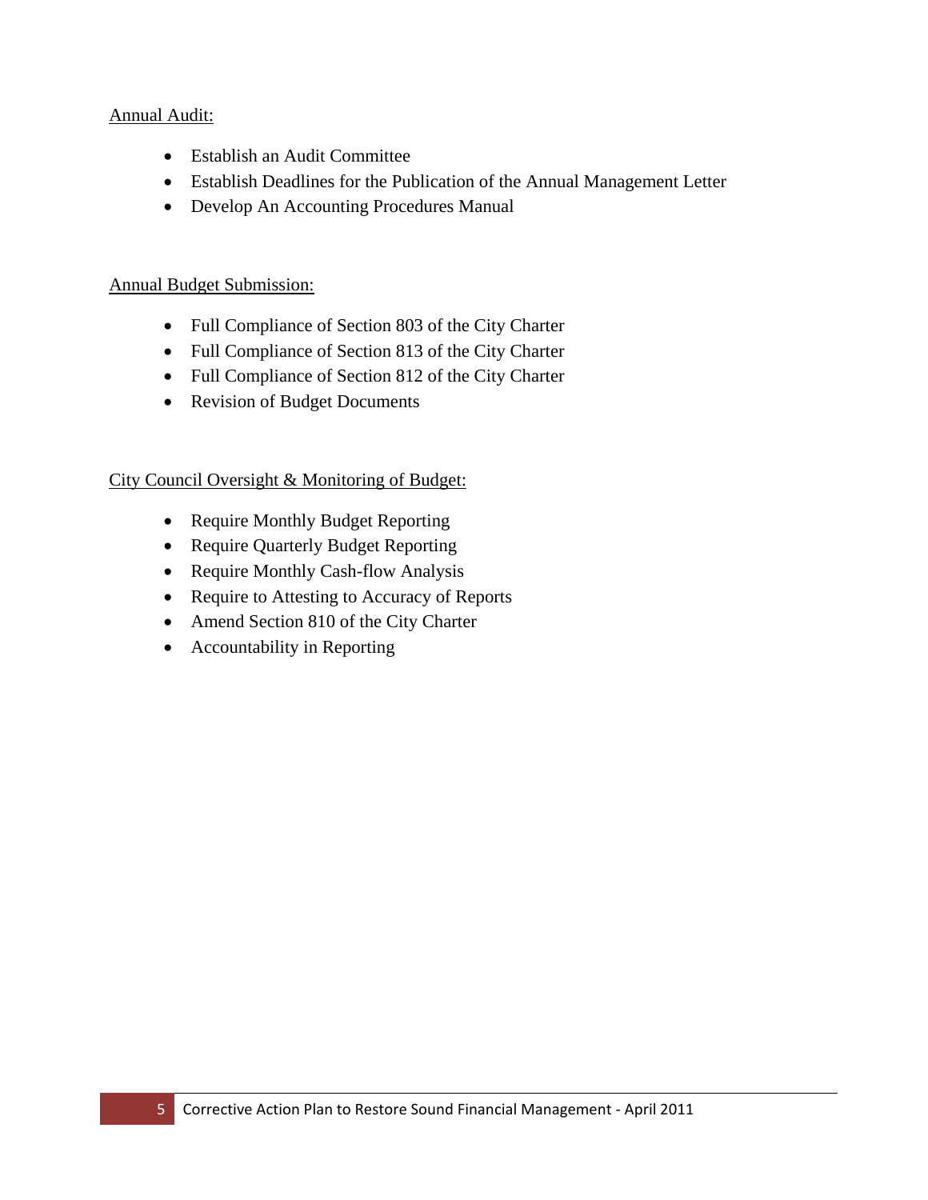Annual Audit:

- Establish an Audit Committee
- Establish Deadlines for the Publication of the Annual Management Letter
- Develop An Accounting Procedures Manual

Annual Budget Submission:

- Full Compliance of Section 803 of the City Charter
- Full Compliance of Section 813 of the City Charter
- Full Compliance of Section 812 of the City Charter
- Revision of Budget Documents

City Council Oversight & Monitoring of Budget:

- Require Monthly Budget Reporting
- Require Quarterly Budget Reporting
- Require Monthly Cash-flow Analysis
- Require to Attesting to Accuracy of Reports
- Amend Section 810 of the City Charter
- Accountability in Reporting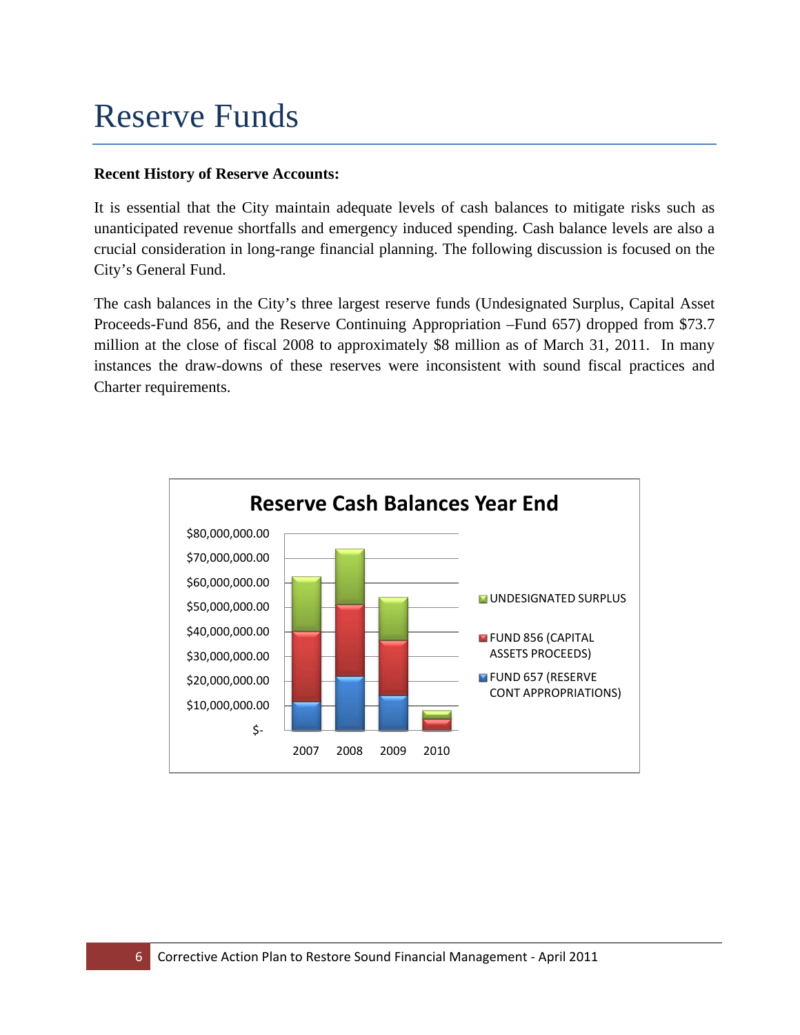# Reserve Funds

**Recent History of Reserve Accounts:**

It is essential that the City maintain adequate levels of cash balances to mitigate risks such as unanticipated revenue shortfalls and emergency induced spending. Cash balance levels are also a crucial consideration in long-range financial planning. The following discussion is focused on the City's General Fund.

The cash balances in the City's three largest reserve funds (Undesignated Surplus, Capital Asset Proceeds-Fund 856, and the Reserve Continuing Appropriation –Fund 657) dropped from $73.7 million at the close of fiscal 2008 to approximately $8 million as of March 31, 2011. In many instances the draw-downs of these reserves were inconsistent with sound fiscal practices and Charter requirements.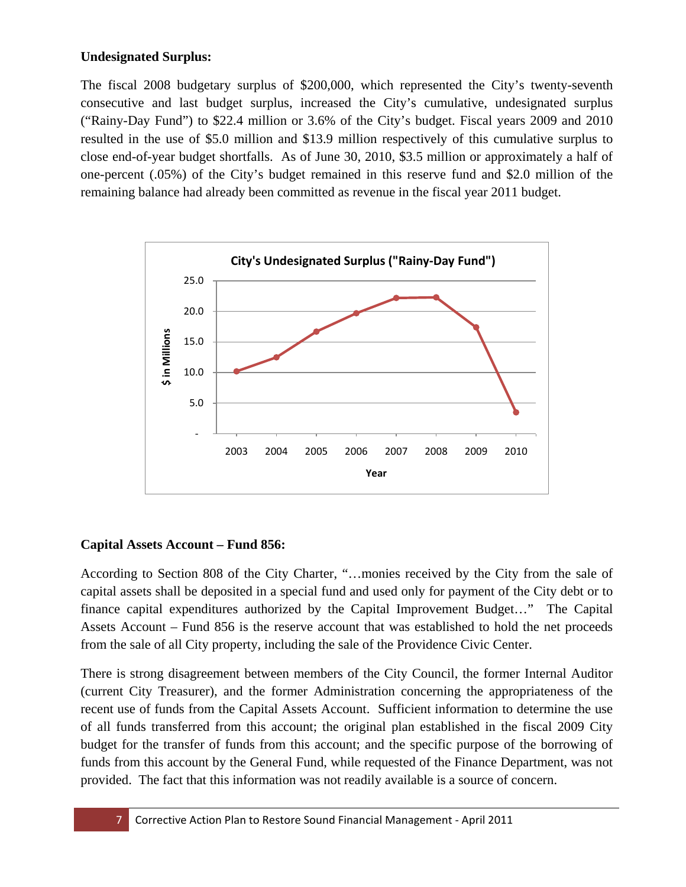**Undesignated Surplus:**

The fiscal 2008 budgetary surplus of $200,000, which represented the City's twenty-seventh consecutive and last budget surplus, increased the City's cumulative, undesignated surplus ("Rainy-Day Fund") to $22.4 million or 3.6% of the City's budget. Fiscal years 2009 and 2010 resulted in the use of $5.0 million and $13.9 million respectively of this cumulative surplus to close end-of-year budget shortfalls. As of June 30, 2010, $3.5 million or approximately a half of one-percent (.05%) of the City's budget remained in this reserve fund and $2.0 million of the remaining balance had already been committed as revenue in the fiscal year 2011 budget.

**Capital Assets Account – Fund 856:**

According to Section 808 of the City Charter, "…monies received by the City from the sale of capital assets shall be deposited in a special fund and used only for payment of the City debt or to finance capital expenditures authorized by the Capital Improvement Budget…" The Capital Assets Account – Fund 856 is the reserve account that was established to hold the net proceeds from the sale of all City property, including the sale of the Providence Civic Center.

There is strong disagreement between members of the City Council, the former Internal Auditor (current City Treasurer), and the former Administration concerning the appropriateness of the recent use of funds from the Capital Assets Account. Sufficient information to determine the use of all funds transferred from this account; the original plan established in the fiscal 2009 City budget for the transfer of funds from this account; and the specific purpose of the borrowing of funds from this account by the General Fund, while requested of the Finance Department, was not provided. The fact that this information was not readily available is a source of concern.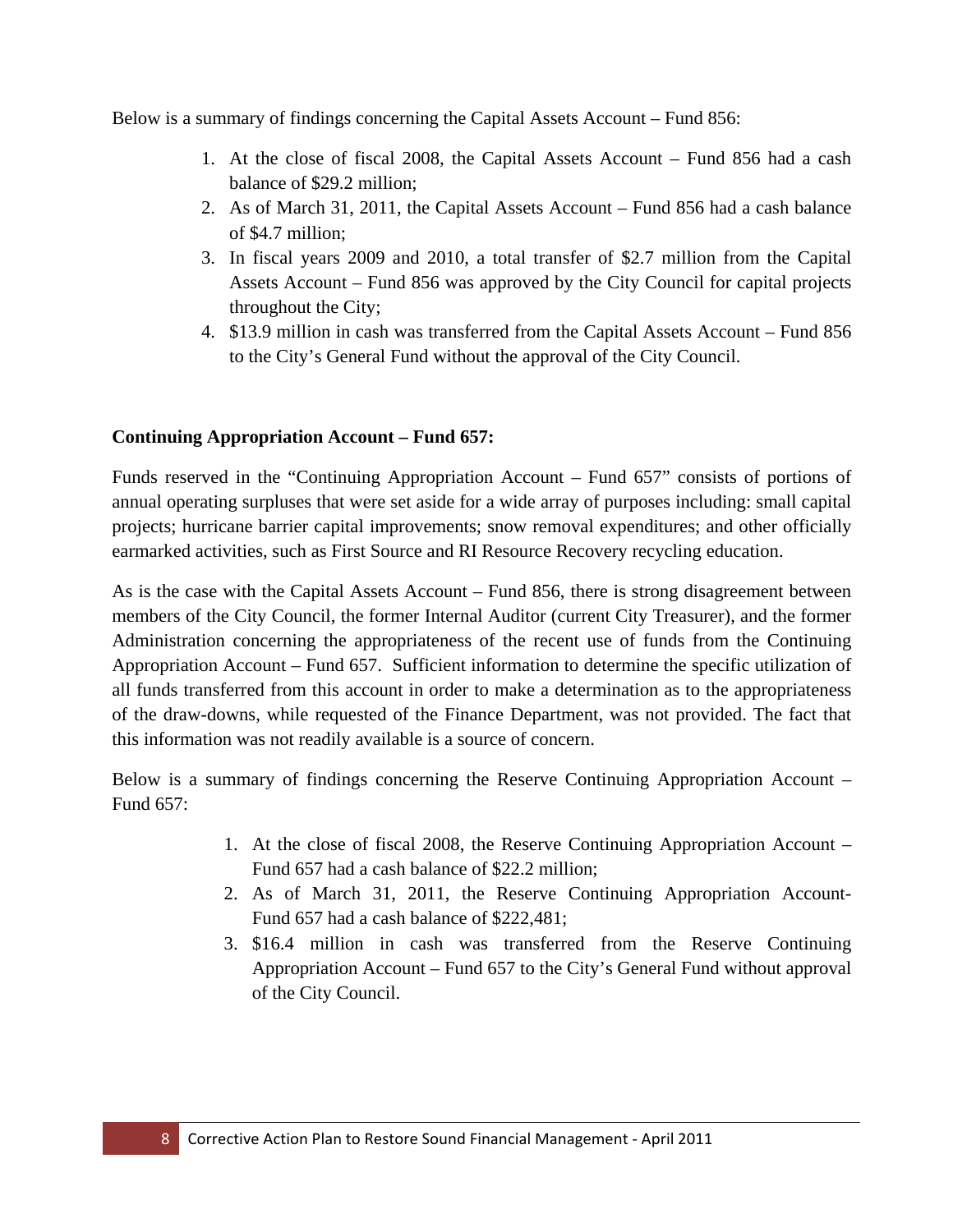Below is a summary of findings concerning the Capital Assets Account – Fund 856:

1. At the close of fiscal 2008, the Capital Assets Account – Fund 856 had a cash balance of $29.2 million;
2. As of March 31, 2011, the Capital Assets Account – Fund 856 had a cash balance of $4.7 million;
3. In fiscal years 2009 and 2010, a total transfer of $2.7 million from the Capital Assets Account – Fund 856 was approved by the City Council for capital projects throughout the City;
4. $13.9 million in cash was transferred from the Capital Assets Account – Fund 856 to the City's General Fund without the approval of the City Council.

**Continuing Appropriation Account – Fund 657:**

Funds reserved in the "Continuing Appropriation Account – Fund 657" consists of portions of annual operating surpluses that were set aside for a wide array of purposes including: small capital projects; hurricane barrier capital improvements; snow removal expenditures; and other officially earmarked activities, such as First Source and RI Resource Recovery recycling education.

As is the case with the Capital Assets Account – Fund 856, there is strong disagreement between members of the City Council, the former Internal Auditor (current City Treasurer), and the former Administration concerning the appropriateness of the recent use of funds from the Continuing Appropriation Account – Fund 657. Sufficient information to determine the specific utilization of all funds transferred from this account in order to make a determination as to the appropriateness of the draw-downs, while requested of the Finance Department, was not provided. The fact that this information was not readily available is a source of concern.

Below is a summary of findings concerning the Reserve Continuing Appropriation Account – Fund 657:

1. At the close of fiscal 2008, the Reserve Continuing Appropriation Account – Fund 657 had a cash balance of $22.2 million;
2. As of March 31, 2011, the Reserve Continuing Appropriation Account-Fund 657 had a cash balance of $222,481;
3. $16.4 million in cash was transferred from the Reserve Continuing Appropriation Account – Fund 657 to the City's General Fund without approval of the City Council.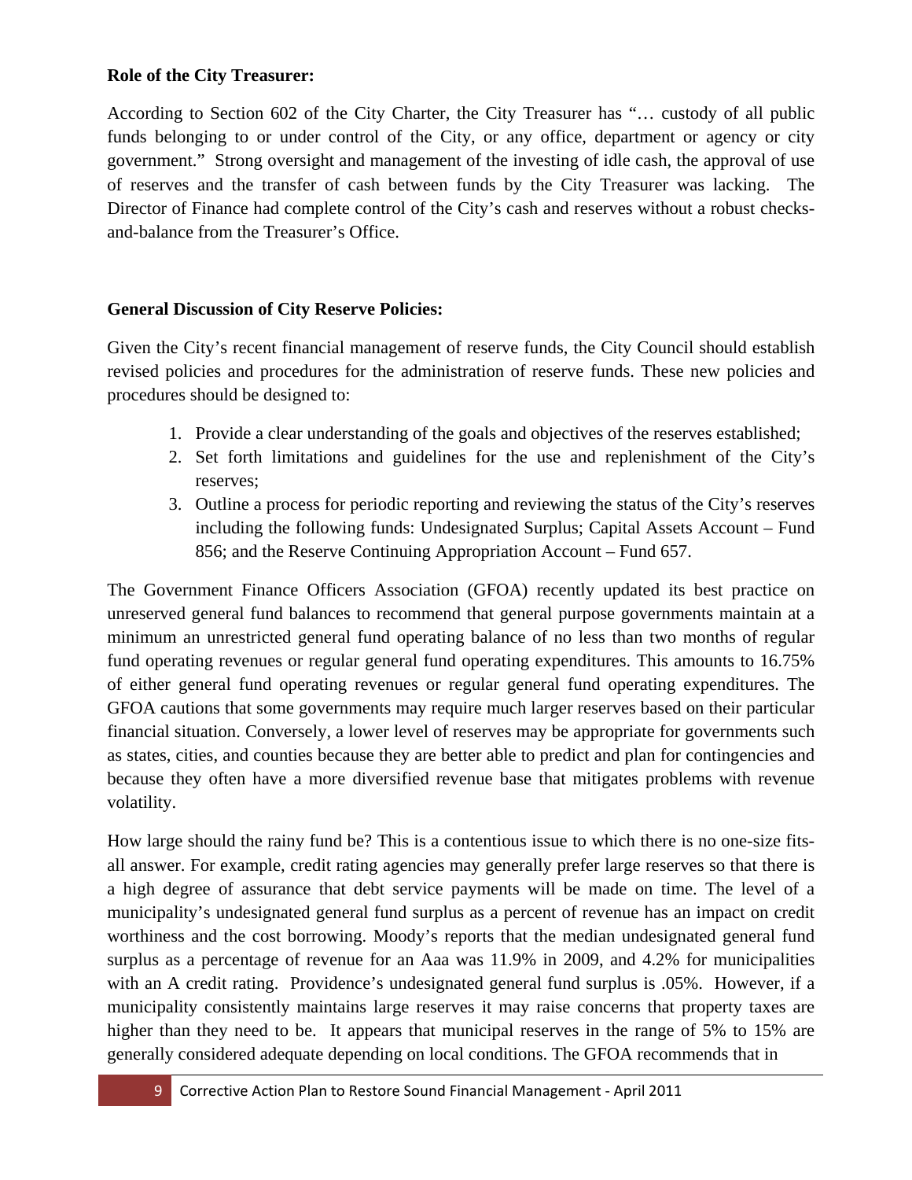**Role of the City Treasurer:**

According to Section 602 of the City Charter, the City Treasurer has "… custody of all public funds belonging to or under control of the City, or any office, department or agency or city government." Strong oversight and management of the investing of idle cash, the approval of use of reserves and the transfer of cash between funds by the City Treasurer was lacking. The Director of Finance had complete control of the City's cash and reserves without a robust checks-and-balance from the Treasurer's Office.

**General Discussion of City Reserve Policies:**

Given the City's recent financial management of reserve funds, the City Council should establish revised policies and procedures for the administration of reserve funds. These new policies and procedures should be designed to:

1. Provide a clear understanding of the goals and objectives of the reserves established;
2. Set forth limitations and guidelines for the use and replenishment of the City's reserves;
3. Outline a process for periodic reporting and reviewing the status of the City's reserves including the following funds: Undesignated Surplus; Capital Assets Account – Fund 856; and the Reserve Continuing Appropriation Account – Fund 657.

The Government Finance Officers Association (GFOA) recently updated its best practice on unreserved general fund balances to recommend that general purpose governments maintain at a minimum an unrestricted general fund operating balance of no less than two months of regular fund operating revenues or regular general fund operating expenditures. This amounts to 16.75% of either general fund operating revenues or regular general fund operating expenditures. The GFOA cautions that some governments may require much larger reserves based on their particular financial situation. Conversely, a lower level of reserves may be appropriate for governments such as states, cities, and counties because they are better able to predict and plan for contingencies and because they often have a more diversified revenue base that mitigates problems with revenue volatility.

How large should the rainy fund be? This is a contentious issue to which there is no one-size fits-all answer. For example, credit rating agencies may generally prefer large reserves so that there is a high degree of assurance that debt service payments will be made on time. The level of a municipality's undesignated general fund surplus as a percent of revenue has an impact on credit worthiness and the cost borrowing. Moody's reports that the median undesignated general fund surplus as a percentage of revenue for an Aaa was 11.9% in 2009, and 4.2% for municipalities with an A credit rating. Providence's undesignated general fund surplus is .05%. However, if a municipality consistently maintains large reserves it may raise concerns that property taxes are higher than they need to be. It appears that municipal reserves in the range of 5% to 15% are generally considered adequate depending on local conditions. The GFOA recommends that in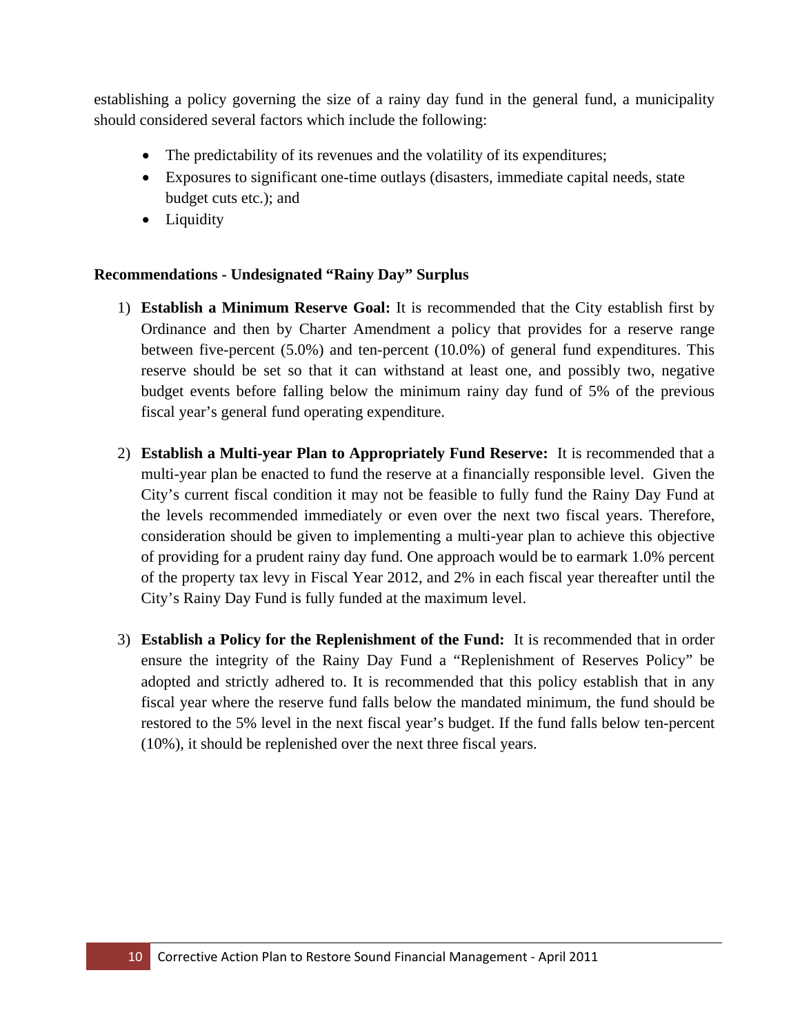establishing a policy governing the size of a rainy day fund in the general fund, a municipality should considered several factors which include the following:

- The predictability of its revenues and the volatility of its expenditures;
- Exposures to significant one-time outlays (disasters, immediate capital needs, state budget cuts etc.); and
- Liquidity

**Recommendations - Undesignated "Rainy Day" Surplus**

1) **Establish a Minimum Reserve Goal:** It is recommended that the City establish first by Ordinance and then by Charter Amendment a policy that provides for a reserve range between five-percent (5.0%) and ten-percent (10.0%) of general fund expenditures. This reserve should be set so that it can withstand at least one, and possibly two, negative budget events before falling below the minimum rainy day fund of 5% of the previous fiscal year's general fund operating expenditure.

2) **Establish a Multi-year Plan to Appropriately Fund Reserve:** It is recommended that a multi-year plan be enacted to fund the reserve at a financially responsible level. Given the City's current fiscal condition it may not be feasible to fully fund the Rainy Day Fund at the levels recommended immediately or even over the next two fiscal years. Therefore, consideration should be given to implementing a multi-year plan to achieve this objective of providing for a prudent rainy day fund. One approach would be to earmark 1.0% percent of the property tax levy in Fiscal Year 2012, and 2% in each fiscal year thereafter until the City's Rainy Day Fund is fully funded at the maximum level.

3) **Establish a Policy for the Replenishment of the Fund:** It is recommended that in order ensure the integrity of the Rainy Day Fund a "Replenishment of Reserves Policy" be adopted and strictly adhered to. It is recommended that this policy establish that in any fiscal year where the reserve fund falls below the mandated minimum, the fund should be restored to the 5% level in the next fiscal year's budget. If the fund falls below ten-percent (10%), it should be replenished over the next three fiscal years.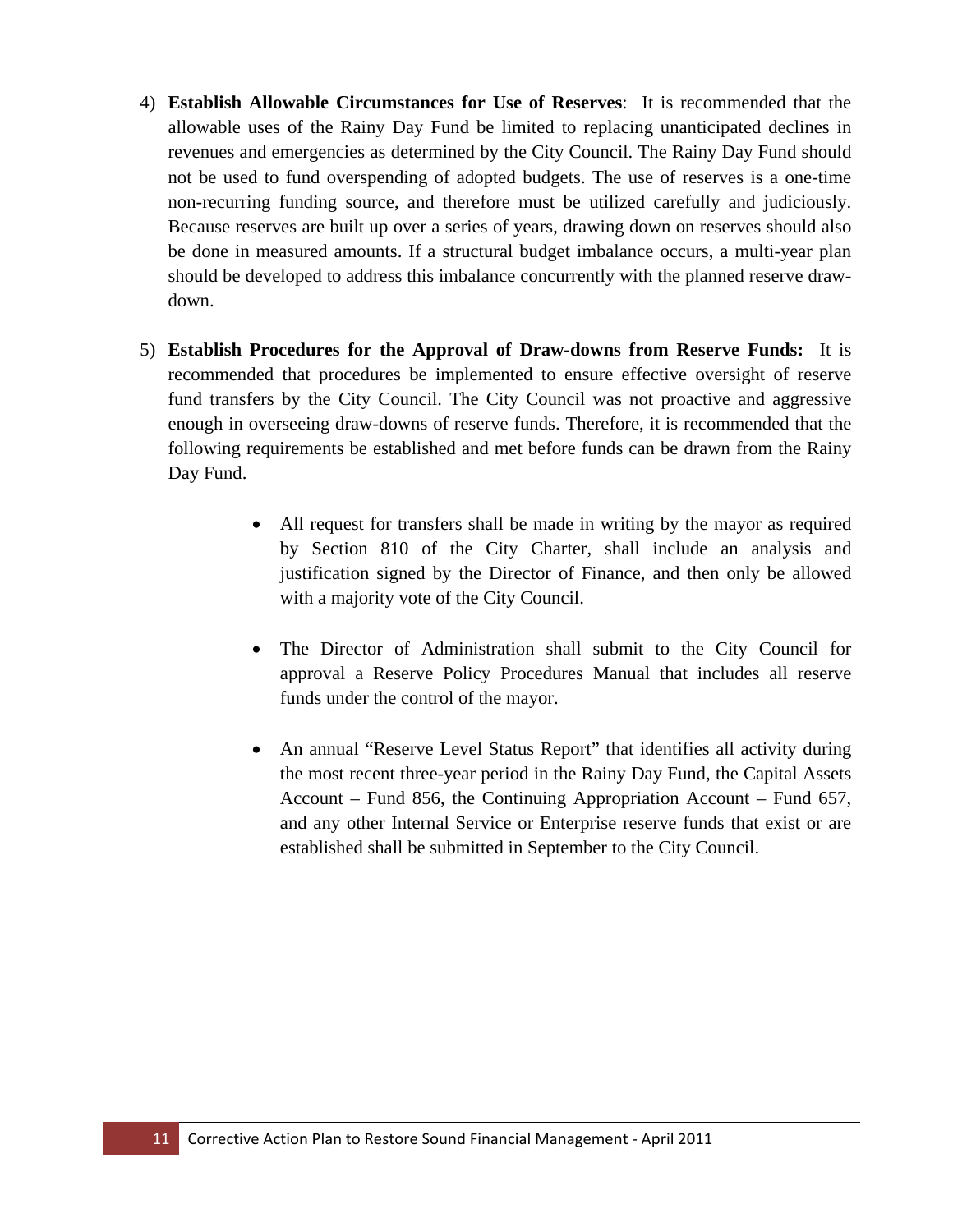4) **Establish Allowable Circumstances for Use of Reserves**: It is recommended that the allowable uses of the Rainy Day Fund be limited to replacing unanticipated declines in revenues and emergencies as determined by the City Council. The Rainy Day Fund should not be used to fund overspending of adopted budgets. The use of reserves is a one-time non-recurring funding source, and therefore must be utilized carefully and judiciously. Because reserves are built up over a series of years, drawing down on reserves should also be done in measured amounts. If a structural budget imbalance occurs, a multi-year plan should be developed to address this imbalance concurrently with the planned reserve draw-down.

5) **Establish Procedures for the Approval of Draw-downs from Reserve Funds:** It is recommended that procedures be implemented to ensure effective oversight of reserve fund transfers by the City Council. The City Council was not proactive and aggressive enough in overseeing draw-downs of reserve funds. Therefore, it is recommended that the following requirements be established and met before funds can be drawn from the Rainy Day Fund.

   - All request for transfers shall be made in writing by the mayor as required by Section 810 of the City Charter, shall include an analysis and justification signed by the Director of Finance, and then only be allowed with a majority vote of the City Council.

   - The Director of Administration shall submit to the City Council for approval a Reserve Policy Procedures Manual that includes all reserve funds under the control of the mayor.

   - An annual "Reserve Level Status Report" that identifies all activity during the most recent three-year period in the Rainy Day Fund, the Capital Assets Account – Fund 856, the Continuing Appropriation Account – Fund 657, and any other Internal Service or Enterprise reserve funds that exist or are established shall be submitted in September to the City Council.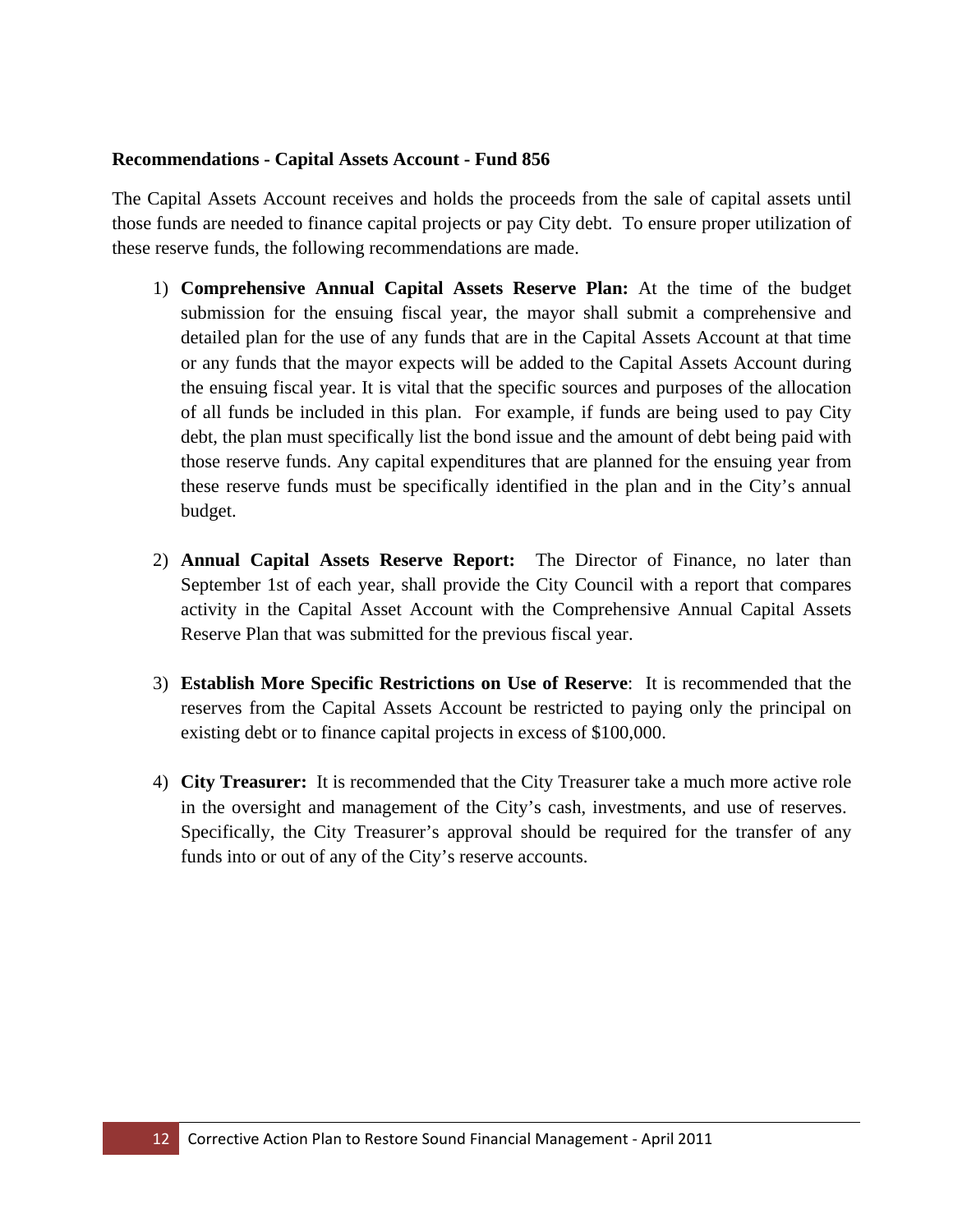**Recommendations - Capital Assets Account - Fund 856**

The Capital Assets Account receives and holds the proceeds from the sale of capital assets until those funds are needed to finance capital projects or pay City debt. To ensure proper utilization of these reserve funds, the following recommendations are made.

1) **Comprehensive Annual Capital Assets Reserve Plan:** At the time of the budget submission for the ensuing fiscal year, the mayor shall submit a comprehensive and detailed plan for the use of any funds that are in the Capital Assets Account at that time or any funds that the mayor expects will be added to the Capital Assets Account during the ensuing fiscal year. It is vital that the specific sources and purposes of the allocation of all funds be included in this plan. For example, if funds are being used to pay City debt, the plan must specifically list the bond issue and the amount of debt being paid with those reserve funds. Any capital expenditures that are planned for the ensuing year from these reserve funds must be specifically identified in the plan and in the City's annual budget.

2) **Annual Capital Assets Reserve Report:** The Director of Finance, no later than September 1st of each year, shall provide the City Council with a report that compares activity in the Capital Asset Account with the Comprehensive Annual Capital Assets Reserve Plan that was submitted for the previous fiscal year.

3) **Establish More Specific Restrictions on Use of Reserve**: It is recommended that the reserves from the Capital Assets Account be restricted to paying only the principal on existing debt or to finance capital projects in excess of $100,000.

4) **City Treasurer:** It is recommended that the City Treasurer take a much more active role in the oversight and management of the City's cash, investments, and use of reserves. Specifically, the City Treasurer's approval should be required for the transfer of any funds into or out of any of the City's reserve accounts.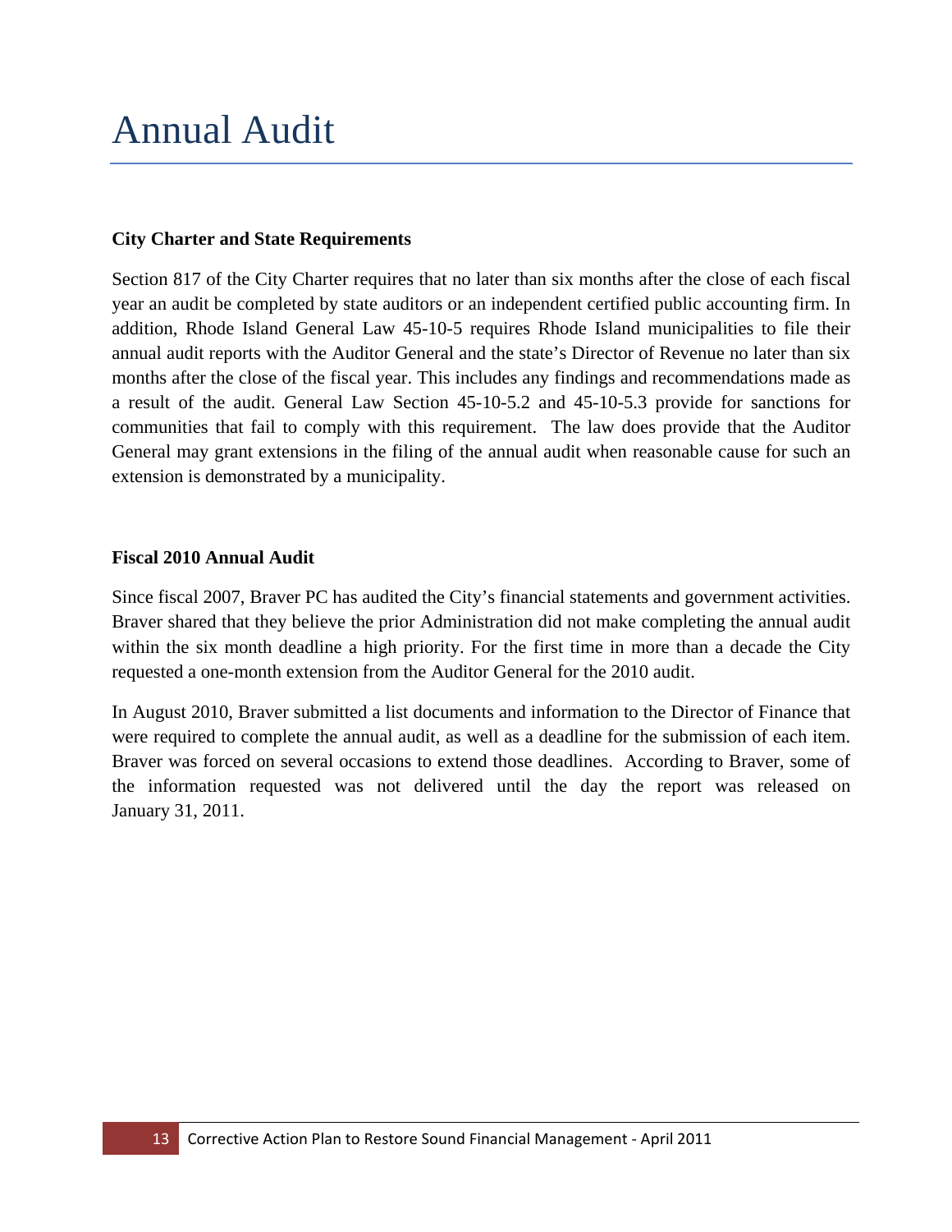# Annual Audit

**City Charter and State Requirements**

Section 817 of the City Charter requires that no later than six months after the close of each fiscal year an audit be completed by state auditors or an independent certified public accounting firm. In addition, Rhode Island General Law 45-10-5 requires Rhode Island municipalities to file their annual audit reports with the Auditor General and the state's Director of Revenue no later than six months after the close of the fiscal year. This includes any findings and recommendations made as a result of the audit. General Law Section 45-10-5.2 and 45-10-5.3 provide for sanctions for communities that fail to comply with this requirement. The law does provide that the Auditor General may grant extensions in the filing of the annual audit when reasonable cause for such an extension is demonstrated by a municipality.

**Fiscal 2010 Annual Audit**

Since fiscal 2007, Braver PC has audited the City's financial statements and government activities. Braver shared that they believe the prior Administration did not make completing the annual audit within the six month deadline a high priority. For the first time in more than a decade the City requested a one-month extension from the Auditor General for the 2010 audit.

In August 2010, Braver submitted a list documents and information to the Director of Finance that were required to complete the annual audit, as well as a deadline for the submission of each item. Braver was forced on several occasions to extend those deadlines. According to Braver, some of the information requested was not delivered until the day the report was released on January 31, 2011.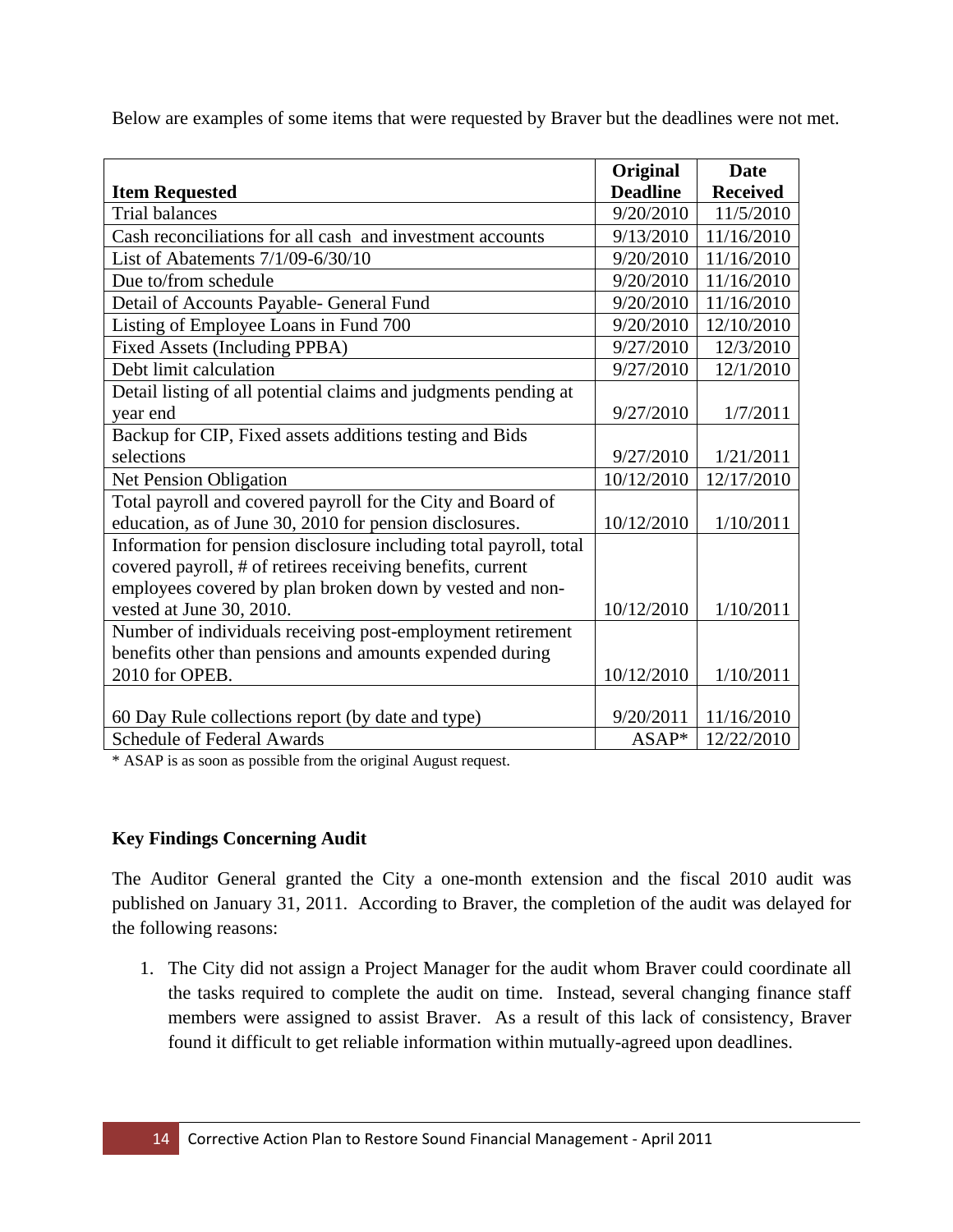Below are examples of some items that were requested by Braver but the deadlines were not met.

| Item Requested | Original Deadline | Date Received |
|---|---|---|
| Trial balances | 9/20/2010 | 11/5/2010 |
| Cash reconciliations for all cash and investment accounts | 9/13/2010 | 11/16/2010 |
| List of Abatements 7/1/09-6/30/10 | 9/20/2010 | 11/16/2010 |
| Due to/from schedule | 9/20/2010 | 11/16/2010 |
| Detail of Accounts Payable- General Fund | 9/20/2010 | 11/16/2010 |
| Listing of Employee Loans in Fund 700 | 9/20/2010 | 12/10/2010 |
| Fixed Assets (Including PPBA) | 9/27/2010 | 12/3/2010 |
| Debt limit calculation | 9/27/2010 | 12/1/2010 |
| Detail listing of all potential claims and judgments pending at year end | 9/27/2010 | 1/7/2011 |
| Backup for CIP, Fixed assets additions testing and Bids selections | 9/27/2010 | 1/21/2011 |
| Net Pension Obligation | 10/12/2010 | 12/17/2010 |
| Total payroll and covered payroll for the City and Board of education, as of June 30, 2010 for pension disclosures. | 10/12/2010 | 1/10/2011 |
| Information for pension disclosure including total payroll, total covered payroll, # of retirees receiving benefits, current employees covered by plan broken down by vested and non-vested at June 30, 2010. | 10/12/2010 | 1/10/2011 |
| Number of individuals receiving post-employment retirement benefits other than pensions and amounts expended during 2010 for OPEB. | 10/12/2010 | 1/10/2011 |
| 60 Day Rule collections report (by date and type) | 9/20/2011 | 11/16/2010 |
| Schedule of Federal Awards | ASAP* | 12/22/2010 |

* ASAP is as soon as possible from the original August request.

**Key Findings Concerning Audit**

The Auditor General granted the City a one-month extension and the fiscal 2010 audit was published on January 31, 2011. According to Braver, the completion of the audit was delayed for the following reasons:

1. The City did not assign a Project Manager for the audit whom Braver could coordinate all the tasks required to complete the audit on time. Instead, several changing finance staff members were assigned to assist Braver. As a result of this lack of consistency, Braver found it difficult to get reliable information within mutually-agreed upon deadlines.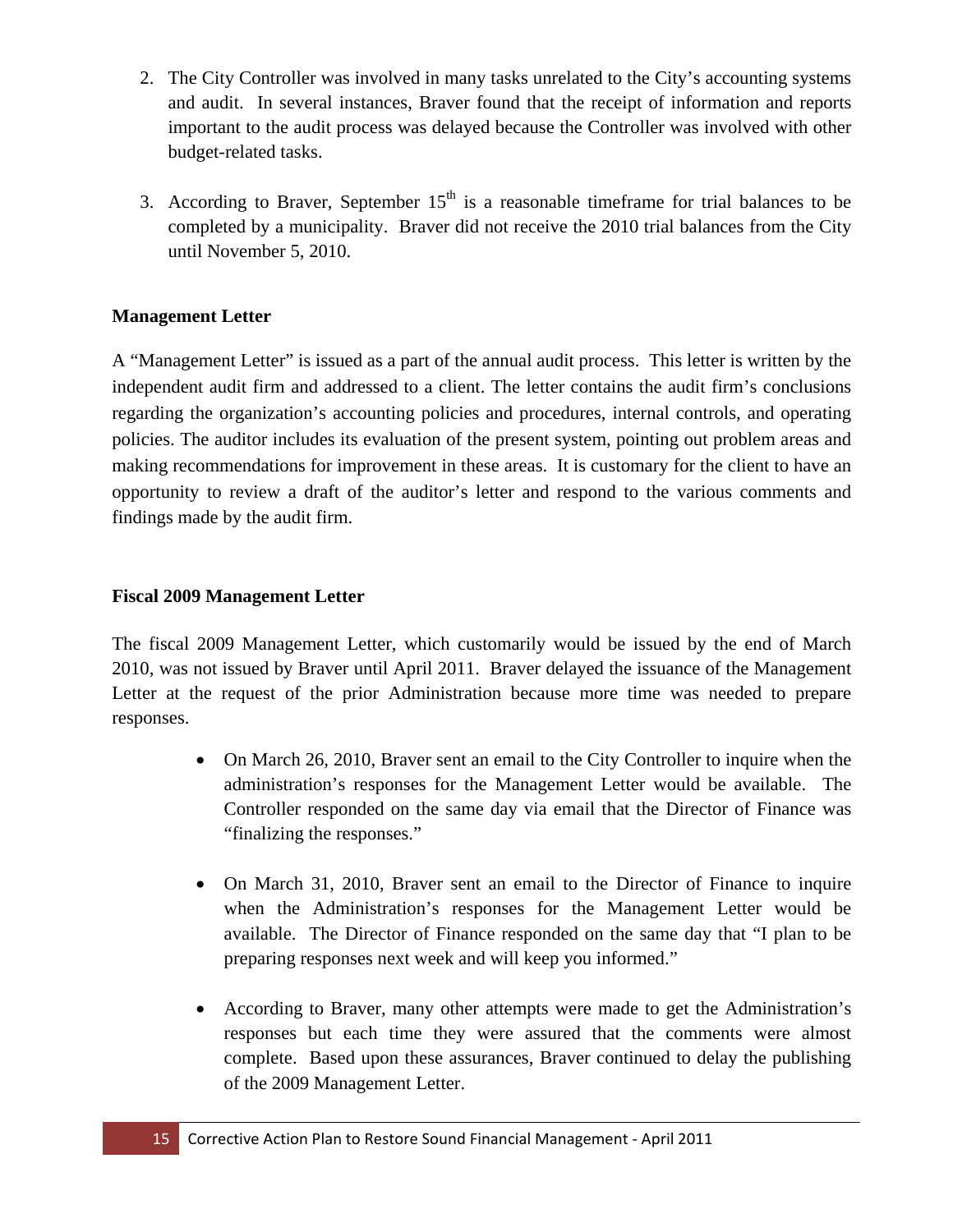2. The City Controller was involved in many tasks unrelated to the City's accounting systems and audit. In several instances, Braver found that the receipt of information and reports important to the audit process was delayed because the Controller was involved with other budget-related tasks.

3. According to Braver, September 15th is a reasonable timeframe for trial balances to be completed by a municipality. Braver did not receive the 2010 trial balances from the City until November 5, 2010.

**Management Letter**

A "Management Letter" is issued as a part of the annual audit process. This letter is written by the independent audit firm and addressed to a client. The letter contains the audit firm's conclusions regarding the organization's accounting policies and procedures, internal controls, and operating policies. The auditor includes its evaluation of the present system, pointing out problem areas and making recommendations for improvement in these areas. It is customary for the client to have an opportunity to review a draft of the auditor's letter and respond to the various comments and findings made by the audit firm.

**Fiscal 2009 Management Letter**

The fiscal 2009 Management Letter, which customarily would be issued by the end of March 2010, was not issued by Braver until April 2011. Braver delayed the issuance of the Management Letter at the request of the prior Administration because more time was needed to prepare responses.

- On March 26, 2010, Braver sent an email to the City Controller to inquire when the administration's responses for the Management Letter would be available. The Controller responded on the same day via email that the Director of Finance was "finalizing the responses."

- On March 31, 2010, Braver sent an email to the Director of Finance to inquire when the Administration's responses for the Management Letter would be available. The Director of Finance responded on the same day that "I plan to be preparing responses next week and will keep you informed."

- According to Braver, many other attempts were made to get the Administration's responses but each time they were assured that the comments were almost complete. Based upon these assurances, Braver continued to delay the publishing of the 2009 Management Letter.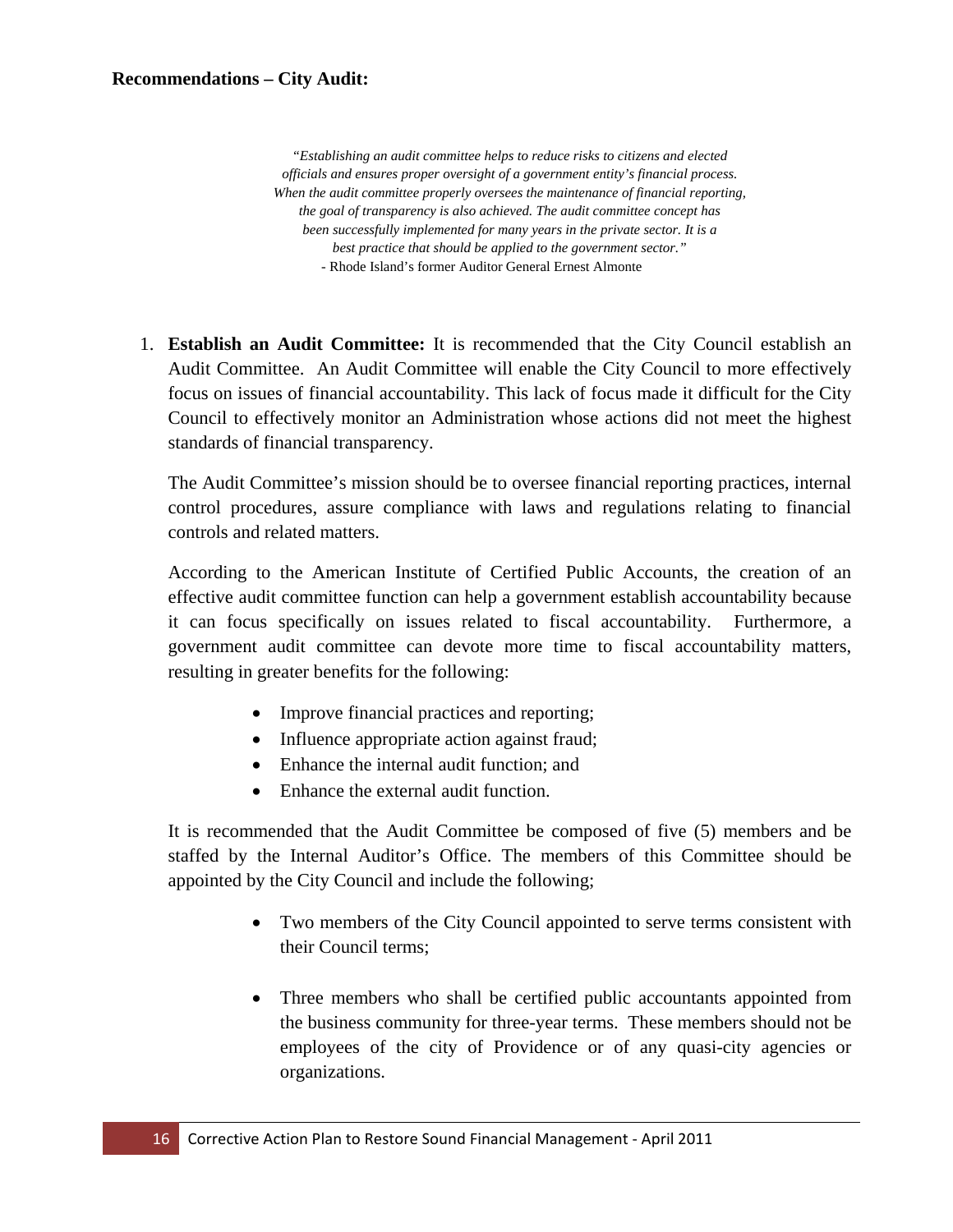**Recommendations – City Audit:**

> *"Establishing an audit committee helps to reduce risks to citizens and elected officials and ensures proper oversight of a government entity's financial process. When the audit committee properly oversees the maintenance of financial reporting, the goal of transparency is also achieved. The audit committee concept has been successfully implemented for many years in the private sector. It is a best practice that should be applied to the government sector."*
>
> \- Rhode Island's former Auditor General Ernest Almonte

1. **Establish an Audit Committee:** It is recommended that the City Council establish an Audit Committee. An Audit Committee will enable the City Council to more effectively focus on issues of financial accountability. This lack of focus made it difficult for the City Council to effectively monitor an Administration whose actions did not meet the highest standards of financial transparency.

   The Audit Committee's mission should be to oversee financial reporting practices, internal control procedures, assure compliance with laws and regulations relating to financial controls and related matters.

   According to the American Institute of Certified Public Accounts, the creation of an effective audit committee function can help a government establish accountability because it can focus specifically on issues related to fiscal accountability. Furthermore, a government audit committee can devote more time to fiscal accountability matters, resulting in greater benefits for the following:

   - Improve financial practices and reporting;
   - Influence appropriate action against fraud;
   - Enhance the internal audit function; and
   - Enhance the external audit function.

   It is recommended that the Audit Committee be composed of five (5) members and be staffed by the Internal Auditor's Office. The members of this Committee should be appointed by the City Council and include the following;

   - Two members of the City Council appointed to serve terms consistent with their Council terms;

   - Three members who shall be certified public accountants appointed from the business community for three-year terms. These members should not be employees of the city of Providence or of any quasi-city agencies or organizations.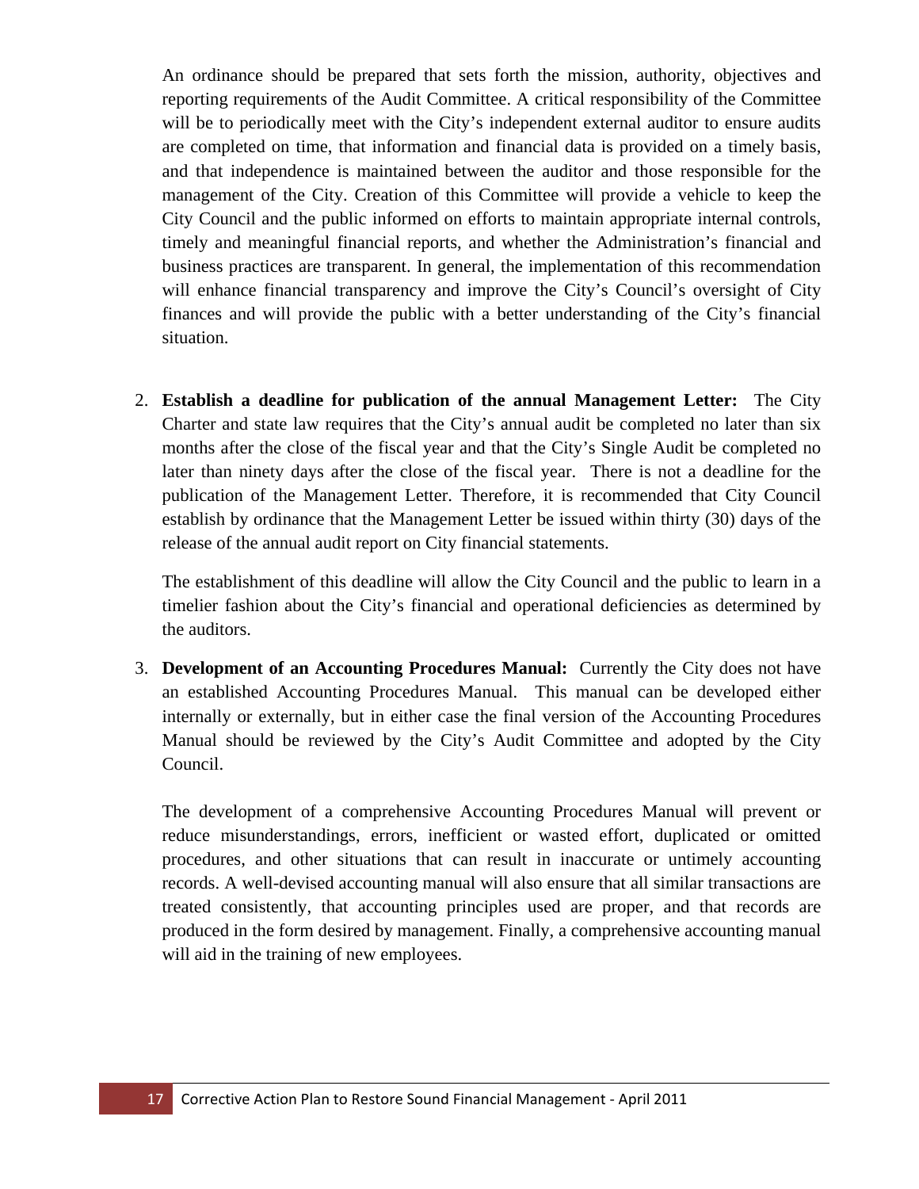An ordinance should be prepared that sets forth the mission, authority, objectives and reporting requirements of the Audit Committee. A critical responsibility of the Committee will be to periodically meet with the City's independent external auditor to ensure audits are completed on time, that information and financial data is provided on a timely basis, and that independence is maintained between the auditor and those responsible for the management of the City. Creation of this Committee will provide a vehicle to keep the City Council and the public informed on efforts to maintain appropriate internal controls, timely and meaningful financial reports, and whether the Administration's financial and business practices are transparent. In general, the implementation of this recommendation will enhance financial transparency and improve the City's Council's oversight of City finances and will provide the public with a better understanding of the City's financial situation.

2. **Establish a deadline for publication of the annual Management Letter:** The City Charter and state law requires that the City's annual audit be completed no later than six months after the close of the fiscal year and that the City's Single Audit be completed no later than ninety days after the close of the fiscal year. There is not a deadline for the publication of the Management Letter. Therefore, it is recommended that City Council establish by ordinance that the Management Letter be issued within thirty (30) days of the release of the annual audit report on City financial statements.

   The establishment of this deadline will allow the City Council and the public to learn in a timelier fashion about the City's financial and operational deficiencies as determined by the auditors.

3. **Development of an Accounting Procedures Manual:** Currently the City does not have an established Accounting Procedures Manual. This manual can be developed either internally or externally, but in either case the final version of the Accounting Procedures Manual should be reviewed by the City's Audit Committee and adopted by the City Council.

   The development of a comprehensive Accounting Procedures Manual will prevent or reduce misunderstandings, errors, inefficient or wasted effort, duplicated or omitted procedures, and other situations that can result in inaccurate or untimely accounting records. A well-devised accounting manual will also ensure that all similar transactions are treated consistently, that accounting principles used are proper, and that records are produced in the form desired by management. Finally, a comprehensive accounting manual will aid in the training of new employees.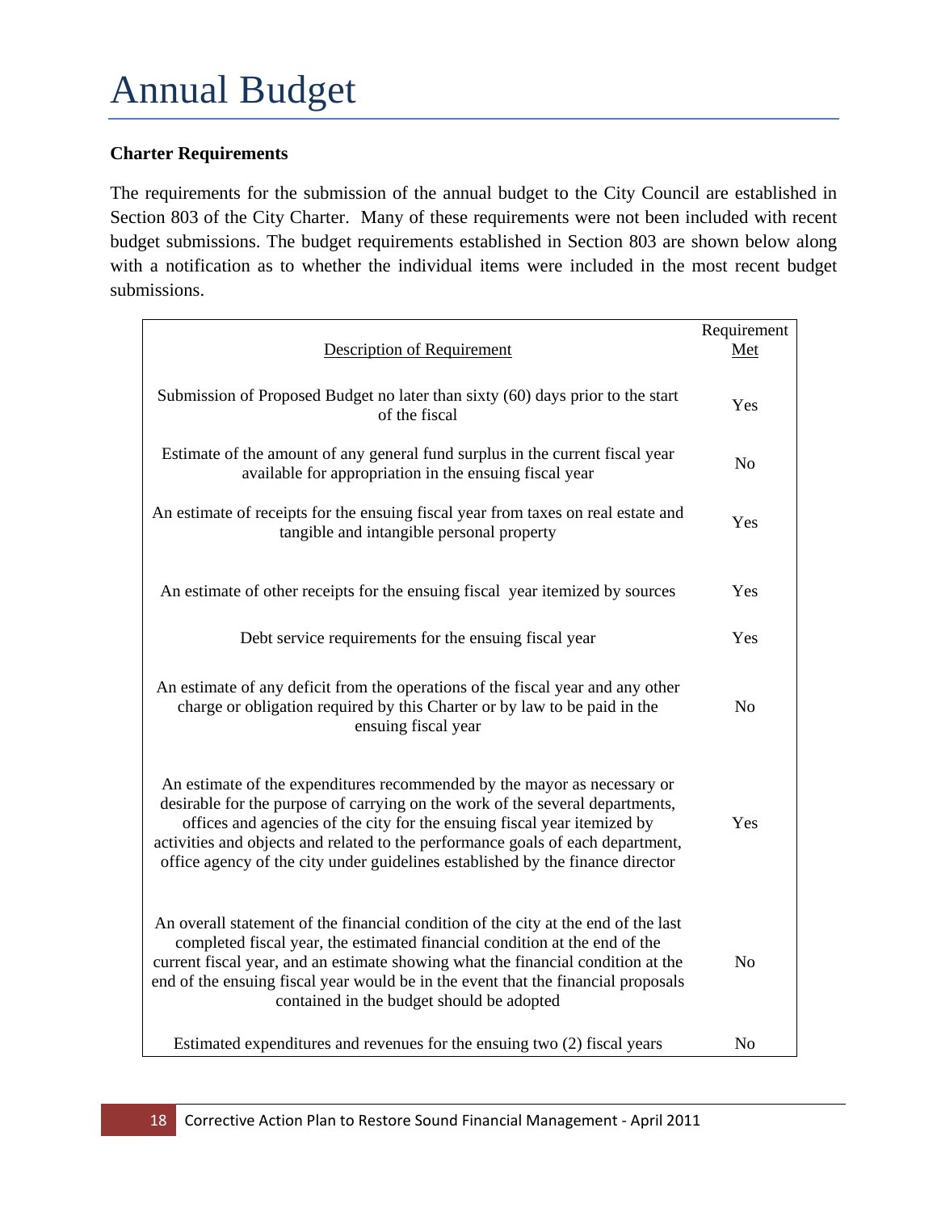# Annual Budget

**Charter Requirements**

The requirements for the submission of the annual budget to the City Council are established in Section 803 of the City Charter. Many of these requirements were not been included with recent budget submissions. The budget requirements established in Section 803 are shown below along with a notification as to whether the individual items were included in the most recent budget submissions.

| Description of Requirement | Requirement Met |
|---|---|
| Submission of Proposed Budget no later than sixty (60) days prior to the start of the fiscal | Yes |
| Estimate of the amount of any general fund surplus in the current fiscal year available for appropriation in the ensuing fiscal year | No |
| An estimate of receipts for the ensuing fiscal year from taxes on real estate and tangible and intangible personal property | Yes |
| An estimate of other receipts for the ensuing fiscal year itemized by sources | Yes |
| Debt service requirements for the ensuing fiscal year | Yes |
| An estimate of any deficit from the operations of the fiscal year and any other charge or obligation required by this Charter or by law to be paid in the ensuing fiscal year | No |
| An estimate of the expenditures recommended by the mayor as necessary or desirable for the purpose of carrying on the work of the several departments, offices and agencies of the city for the ensuing fiscal year itemized by activities and objects and related to the performance goals of each department, office agency of the city under guidelines established by the finance director | Yes |
| An overall statement of the financial condition of the city at the end of the last completed fiscal year, the estimated financial condition at the end of the current fiscal year, and an estimate showing what the financial condition at the end of the ensuing fiscal year would be in the event that the financial proposals contained in the budget should be adopted | No |
| Estimated expenditures and revenues for the ensuing two (2) fiscal years | No |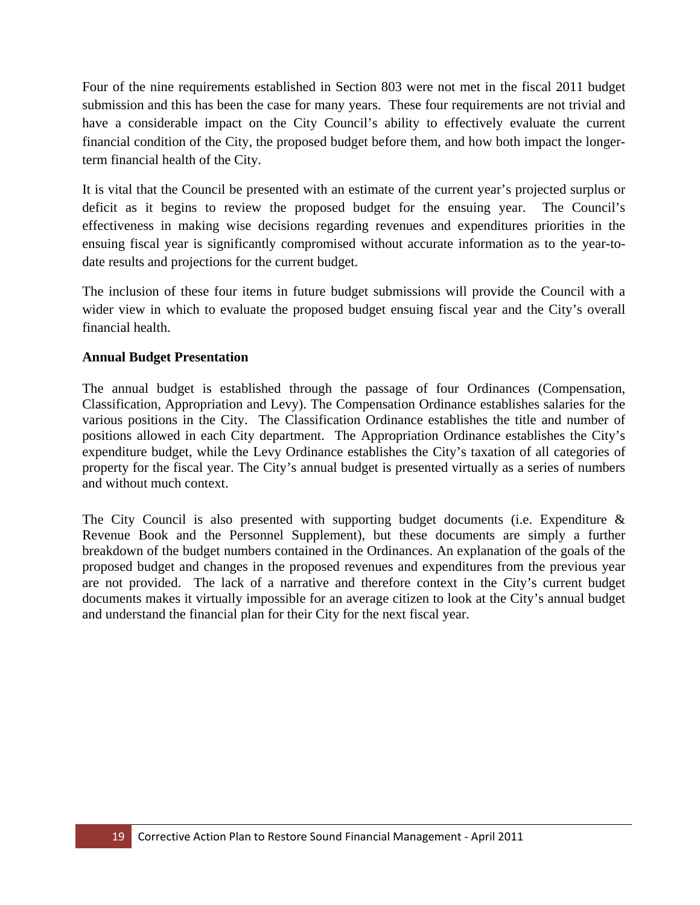Four of the nine requirements established in Section 803 were not met in the fiscal 2011 budget submission and this has been the case for many years. These four requirements are not trivial and have a considerable impact on the City Council's ability to effectively evaluate the current financial condition of the City, the proposed budget before them, and how both impact the longer-term financial health of the City.

It is vital that the Council be presented with an estimate of the current year's projected surplus or deficit as it begins to review the proposed budget for the ensuing year. The Council's effectiveness in making wise decisions regarding revenues and expenditures priorities in the ensuing fiscal year is significantly compromised without accurate information as to the year-to-date results and projections for the current budget.

The inclusion of these four items in future budget submissions will provide the Council with a wider view in which to evaluate the proposed budget ensuing fiscal year and the City's overall financial health.

**Annual Budget Presentation**

The annual budget is established through the passage of four Ordinances (Compensation, Classification, Appropriation and Levy). The Compensation Ordinance establishes salaries for the various positions in the City. The Classification Ordinance establishes the title and number of positions allowed in each City department. The Appropriation Ordinance establishes the City's expenditure budget, while the Levy Ordinance establishes the City's taxation of all categories of property for the fiscal year. The City's annual budget is presented virtually as a series of numbers and without much context.

The City Council is also presented with supporting budget documents (i.e. Expenditure & Revenue Book and the Personnel Supplement), but these documents are simply a further breakdown of the budget numbers contained in the Ordinances. An explanation of the goals of the proposed budget and changes in the proposed revenues and expenditures from the previous year are not provided. The lack of a narrative and therefore context in the City's current budget documents makes it virtually impossible for an average citizen to look at the City's annual budget and understand the financial plan for their City for the next fiscal year.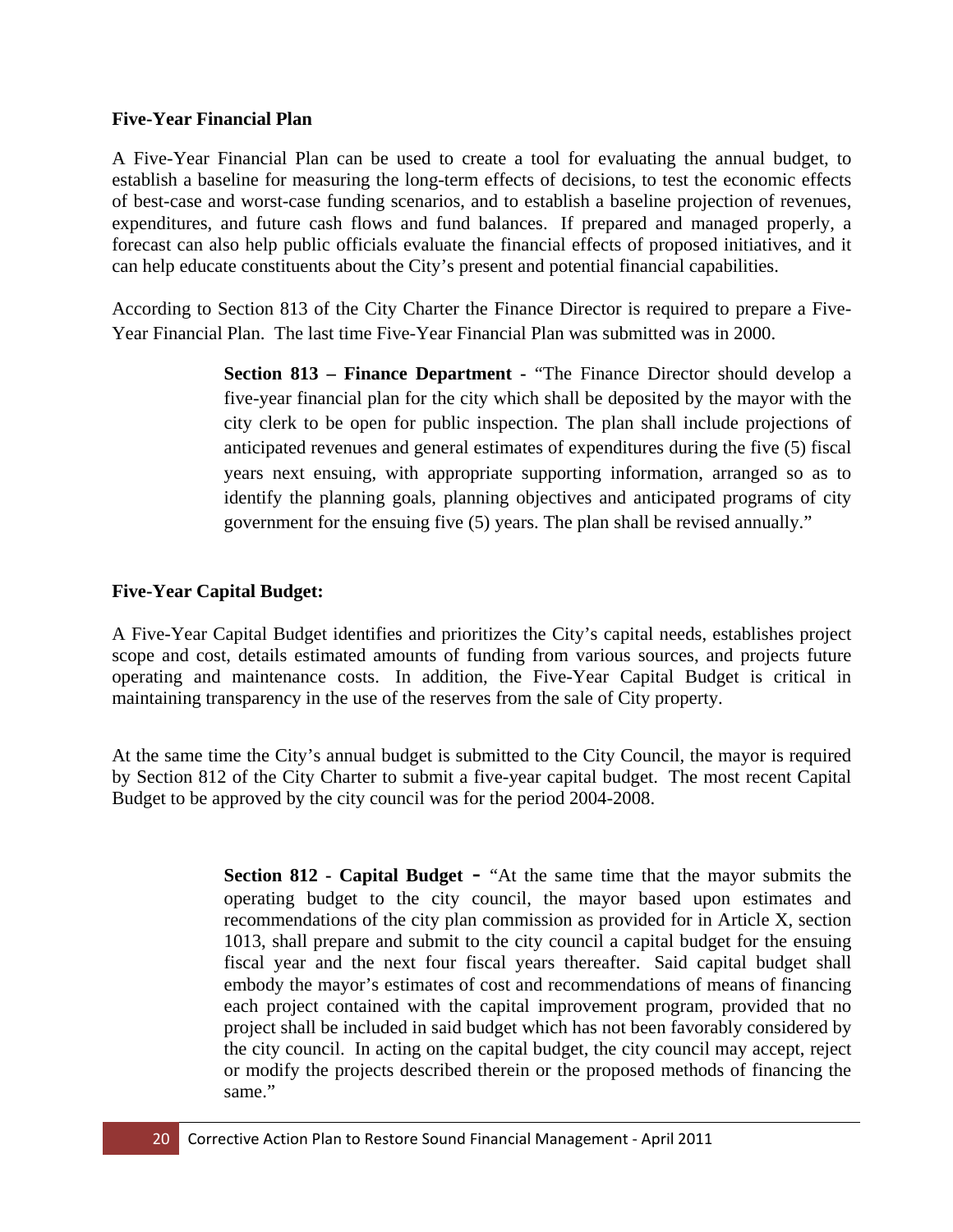**Five-Year Financial Plan**

A Five-Year Financial Plan can be used to create a tool for evaluating the annual budget, to establish a baseline for measuring the long-term effects of decisions, to test the economic effects of best-case and worst-case funding scenarios, and to establish a baseline projection of revenues, expenditures, and future cash flows and fund balances. If prepared and managed properly, a forecast can also help public officials evaluate the financial effects of proposed initiatives, and it can help educate constituents about the City's present and potential financial capabilities.

According to Section 813 of the City Charter the Finance Director is required to prepare a Five-Year Financial Plan. The last time Five-Year Financial Plan was submitted was in 2000.

> **Section 813 – Finance Department -** "The Finance Director should develop a five-year financial plan for the city which shall be deposited by the mayor with the city clerk to be open for public inspection. The plan shall include projections of anticipated revenues and general estimates of expenditures during the five (5) fiscal years next ensuing, with appropriate supporting information, arranged so as to identify the planning goals, planning objectives and anticipated programs of city government for the ensuing five (5) years. The plan shall be revised annually."

**Five-Year Capital Budget:**

A Five-Year Capital Budget identifies and prioritizes the City's capital needs, establishes project scope and cost, details estimated amounts of funding from various sources, and projects future operating and maintenance costs. In addition, the Five-Year Capital Budget is critical in maintaining transparency in the use of the reserves from the sale of City property.

At the same time the City's annual budget is submitted to the City Council, the mayor is required by Section 812 of the City Charter to submit a five-year capital budget. The most recent Capital Budget to be approved by the city council was for the period 2004-2008.

> **Section 812 - Capital Budget -** "At the same time that the mayor submits the operating budget to the city council, the mayor based upon estimates and recommendations of the city plan commission as provided for in Article X, section 1013, shall prepare and submit to the city council a capital budget for the ensuing fiscal year and the next four fiscal years thereafter. Said capital budget shall embody the mayor's estimates of cost and recommendations of means of financing each project contained with the capital improvement program, provided that no project shall be included in said budget which has not been favorably considered by the city council. In acting on the capital budget, the city council may accept, reject or modify the projects described therein or the proposed methods of financing the same."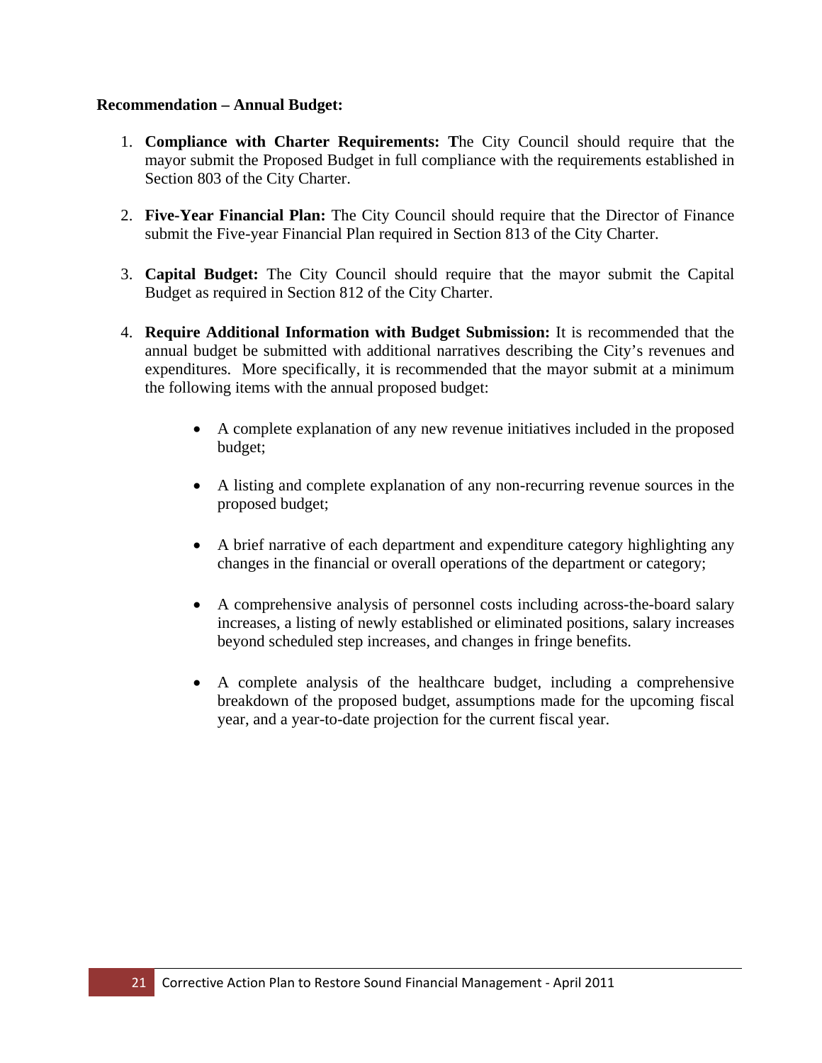**Recommendation – Annual Budget:**

1. **Compliance with Charter Requirements: T**he City Council should require that the mayor submit the Proposed Budget in full compliance with the requirements established in Section 803 of the City Charter.

2. **Five-Year Financial Plan:** The City Council should require that the Director of Finance submit the Five-year Financial Plan required in Section 813 of the City Charter.

3. **Capital Budget:** The City Council should require that the mayor submit the Capital Budget as required in Section 812 of the City Charter.

4. **Require Additional Information with Budget Submission:** It is recommended that the annual budget be submitted with additional narratives describing the City's revenues and expenditures. More specifically, it is recommended that the mayor submit at a minimum the following items with the annual proposed budget:

    - A complete explanation of any new revenue initiatives included in the proposed budget;

    - A listing and complete explanation of any non-recurring revenue sources in the proposed budget;

    - A brief narrative of each department and expenditure category highlighting any changes in the financial or overall operations of the department or category;

    - A comprehensive analysis of personnel costs including across-the-board salary increases, a listing of newly established or eliminated positions, salary increases beyond scheduled step increases, and changes in fringe benefits.

    - A complete analysis of the healthcare budget, including a comprehensive breakdown of the proposed budget, assumptions made for the upcoming fiscal year, and a year-to-date projection for the current fiscal year.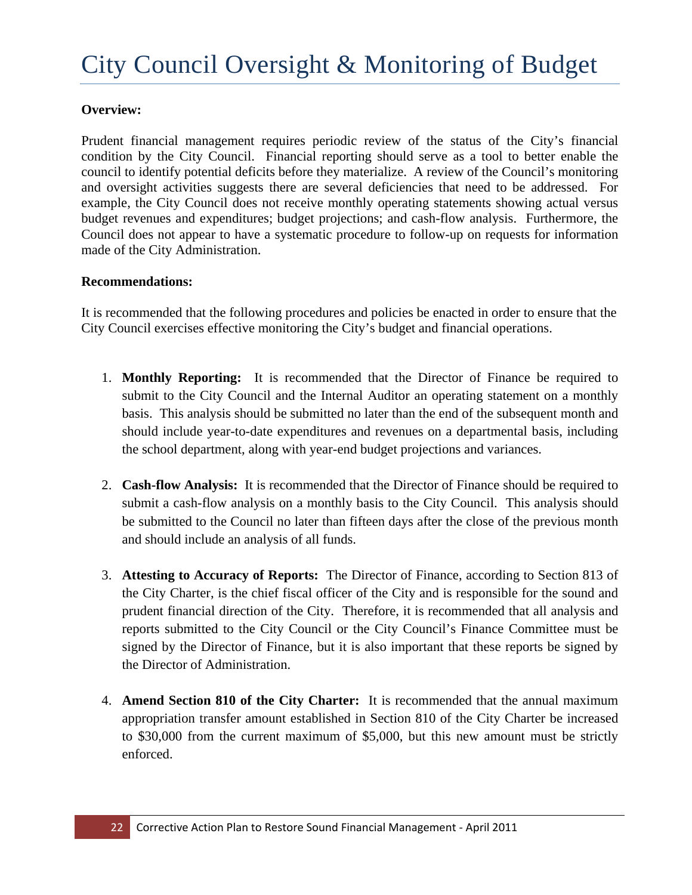# City Council Oversight & Monitoring of Budget

**Overview:**

Prudent financial management requires periodic review of the status of the City's financial condition by the City Council. Financial reporting should serve as a tool to better enable the council to identify potential deficits before they materialize. A review of the Council's monitoring and oversight activities suggests there are several deficiencies that need to be addressed. For example, the City Council does not receive monthly operating statements showing actual versus budget revenues and expenditures; budget projections; and cash-flow analysis. Furthermore, the Council does not appear to have a systematic procedure to follow-up on requests for information made of the City Administration.

**Recommendations:**

It is recommended that the following procedures and policies be enacted in order to ensure that the City Council exercises effective monitoring the City's budget and financial operations.

1. **Monthly Reporting:** It is recommended that the Director of Finance be required to submit to the City Council and the Internal Auditor an operating statement on a monthly basis. This analysis should be submitted no later than the end of the subsequent month and should include year-to-date expenditures and revenues on a departmental basis, including the school department, along with year-end budget projections and variances.

2. **Cash-flow Analysis:** It is recommended that the Director of Finance should be required to submit a cash-flow analysis on a monthly basis to the City Council. This analysis should be submitted to the Council no later than fifteen days after the close of the previous month and should include an analysis of all funds.

3. **Attesting to Accuracy of Reports:** The Director of Finance, according to Section 813 of the City Charter, is the chief fiscal officer of the City and is responsible for the sound and prudent financial direction of the City. Therefore, it is recommended that all analysis and reports submitted to the City Council or the City Council's Finance Committee must be signed by the Director of Finance, but it is also important that these reports be signed by the Director of Administration.

4. **Amend Section 810 of the City Charter:** It is recommended that the annual maximum appropriation transfer amount established in Section 810 of the City Charter be increased to $30,000 from the current maximum of $5,000, but this new amount must be strictly enforced.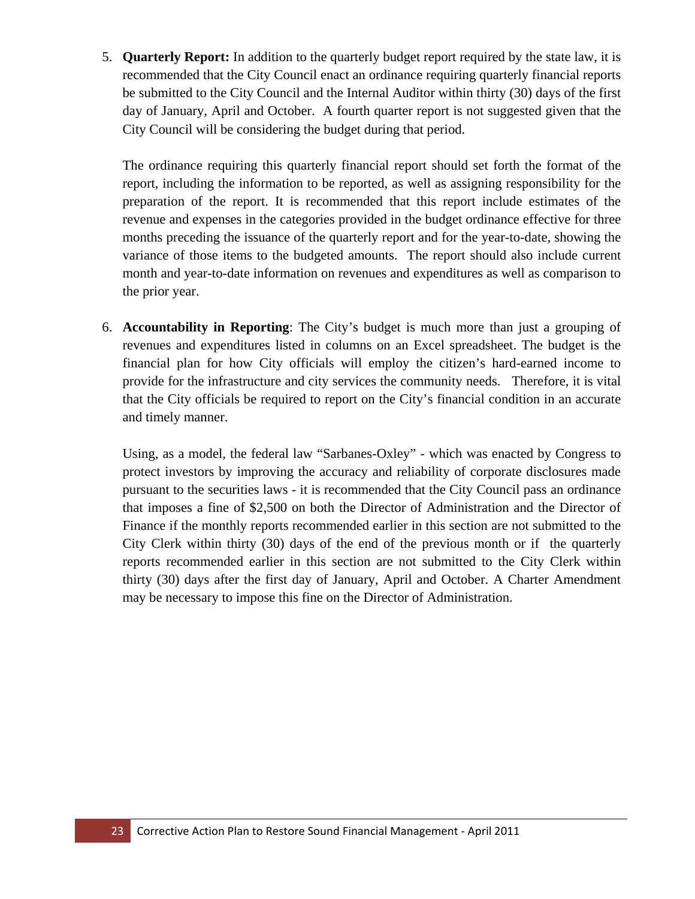5. **Quarterly Report:** In addition to the quarterly budget report required by the state law, it is recommended that the City Council enact an ordinance requiring quarterly financial reports be submitted to the City Council and the Internal Auditor within thirty (30) days of the first day of January, April and October. A fourth quarter report is not suggested given that the City Council will be considering the budget during that period.

   The ordinance requiring this quarterly financial report should set forth the format of the report, including the information to be reported, as well as assigning responsibility for the preparation of the report. It is recommended that this report include estimates of the revenue and expenses in the categories provided in the budget ordinance effective for three months preceding the issuance of the quarterly report and for the year-to-date, showing the variance of those items to the budgeted amounts. The report should also include current month and year-to-date information on revenues and expenditures as well as comparison to the prior year.

6. **Accountability in Reporting**: The City's budget is much more than just a grouping of revenues and expenditures listed in columns on an Excel spreadsheet. The budget is the financial plan for how City officials will employ the citizen's hard-earned income to provide for the infrastructure and city services the community needs. Therefore, it is vital that the City officials be required to report on the City's financial condition in an accurate and timely manner.

   Using, as a model, the federal law "Sarbanes-Oxley" - which was enacted by Congress to protect investors by improving the accuracy and reliability of corporate disclosures made pursuant to the securities laws - it is recommended that the City Council pass an ordinance that imposes a fine of $2,500 on both the Director of Administration and the Director of Finance if the monthly reports recommended earlier in this section are not submitted to the City Clerk within thirty (30) days of the end of the previous month or if the quarterly reports recommended earlier in this section are not submitted to the City Clerk within thirty (30) days after the first day of January, April and October. A Charter Amendment may be necessary to impose this fine on the Director of Administration.